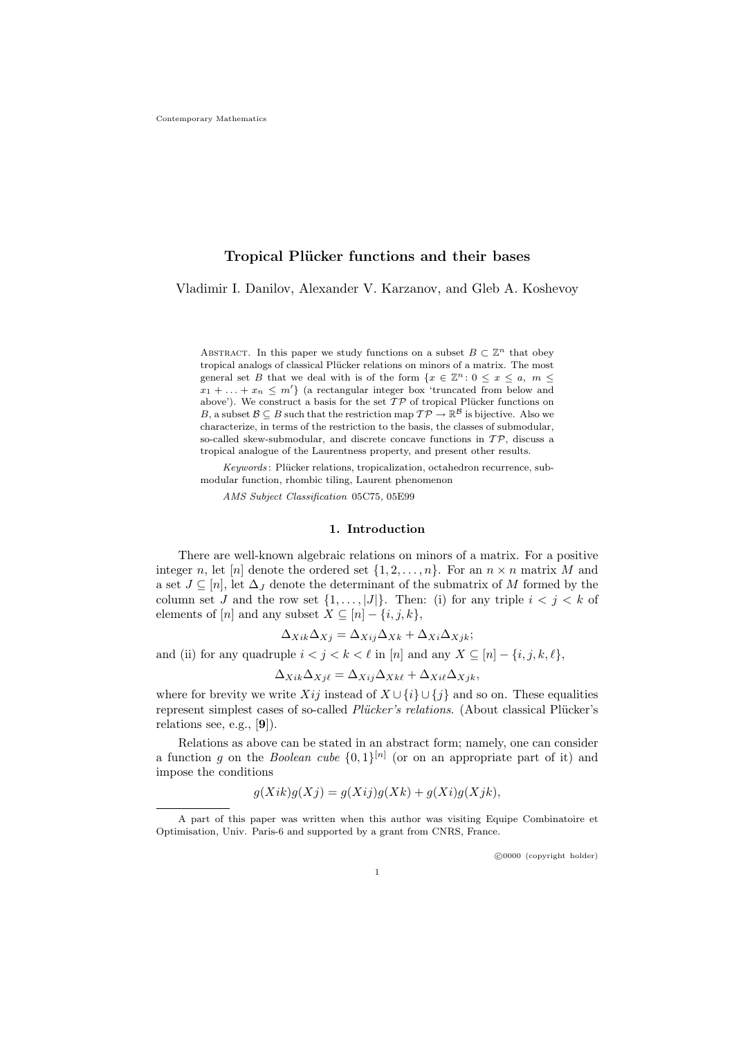# Tropical Plücker functions and their bases

Vladimir I. Danilov, Alexander V. Karzanov, and Gleb A. Koshevoy

Abstract. In this paper we study functions on a subset $B \subset \mathbb{Z}^n$ that obey tropical analogs of classical Plücker relations on minors of a matrix. The most general set $B$ that we deal with is of the form $\{x \in \mathbb{Z}^n : 0 \le x \le a,\ m \le x_1 + \ldots + x_n \le m'\}$ (a rectangular integer box 'truncated from below and above'). We construct a basis for the set $\mathcal{TP}$ of tropical Plücker functions on $B$, a subset $\mathcal{B} \subseteq B$ such that the restriction map $\mathcal{TP} \to \mathbb{R}^{\mathcal{B}}$ is bijective. Also we characterize, in terms of the restriction to the basis, the classes of submodular, so-called skew-submodular, and discrete concave functions in $\mathcal{TP}$, discuss a tropical analogue of the Laurentness property, and present other results.

*Keywords*: Plücker relations, tropicalization, octahedron recurrence, submodular function, rhombic tiling, Laurent phenomenon

*AMS Subject Classification* 05C75, 05E99

## 1. Introduction

There are well-known algebraic relations on minors of a matrix. For a positive integer $n$, let $[n]$ denote the ordered set $\{1, 2, \ldots, n\}$. For an $n \times n$ matrix $M$ and a set $J \subseteq [n]$, let $\Delta_J$ denote the determinant of the submatrix of $M$ formed by the column set $J$ and the row set $\{1, \ldots, |J|\}$. Then: (i) for any triple $i < j < k$ of elements of $[n]$ and any subset $X \subseteq [n] - \{i, j, k\}$,

$$\Delta_{Xik}\Delta_{Xj} = \Delta_{Xij}\Delta_{Xk} + \Delta_{Xi}\Delta_{Xjk};$$

and (ii) for any quadruple $i < j < k < \ell$ in $[n]$ and any $X \subseteq [n] - \{i, j, k, \ell\}$,

$$\Delta_{Xik}\Delta_{Xj\ell} = \Delta_{Xij}\Delta_{Xk\ell} + \Delta_{Xi\ell}\Delta_{Xjk},$$

where for brevity we write $Xij$ instead of $X \cup \{i\} \cup \{j\}$ and so on. These equalities represent simplest cases of so-called *Plücker's relations*. (About classical Plücker's relations see, e.g., [**9**]).

Relations as above can be stated in an abstract form; namely, one can consider a function $g$ on the *Boolean cube* $\{0, 1\}^{[n]}$ (or on an appropriate part of it) and impose the conditions

$$g(Xik)g(Xj) = g(Xij)g(Xk) + g(Xi)g(Xjk),$$

A part of this paper was written when this author was visiting Equipe Combinatoire et Optimisation, Univ. Paris-6 and supported by a grant from CNRS, France.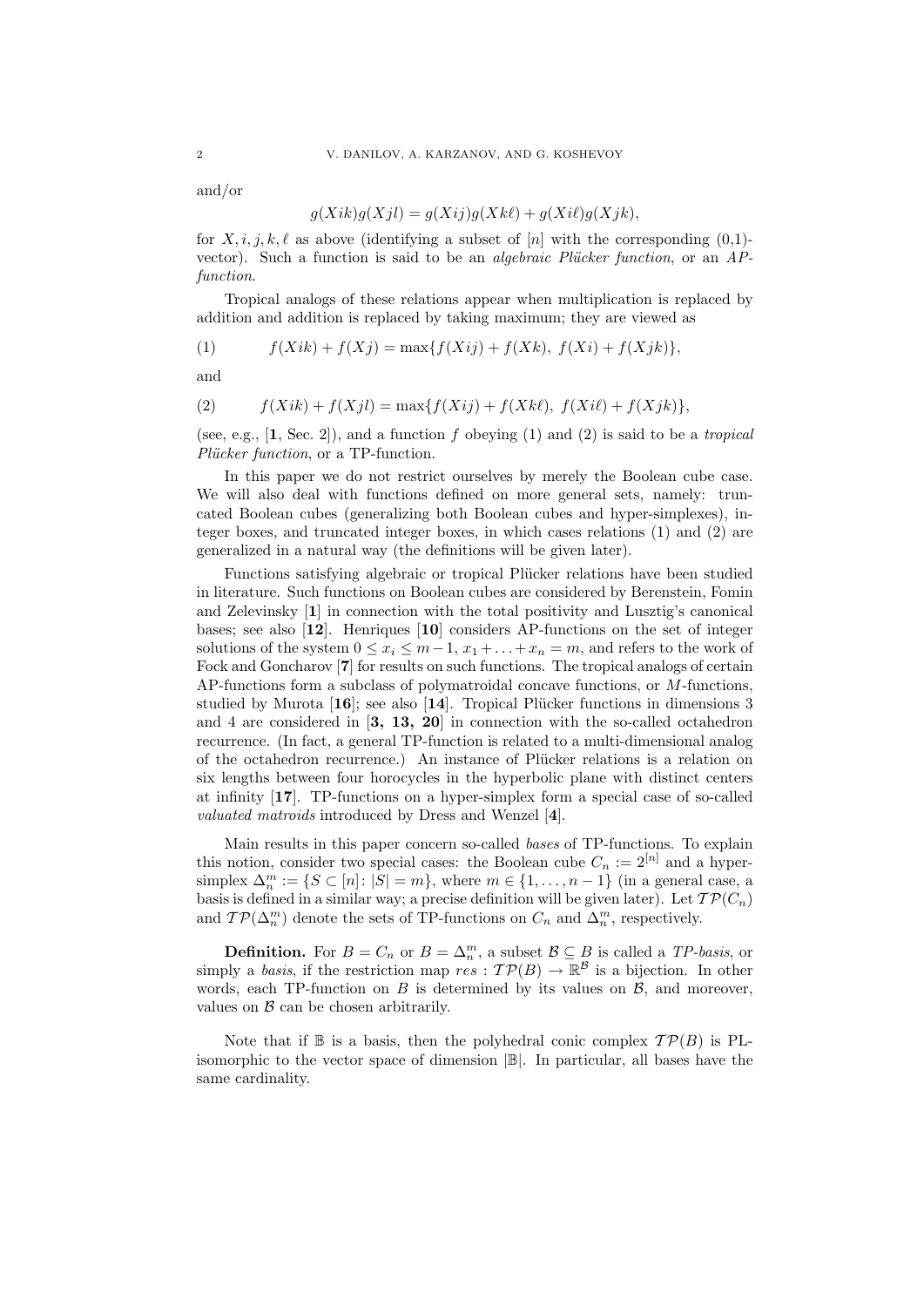and/or

$$g(Xik)g(Xjl) = g(Xij)g(Xk\ell) + g(Xi\ell)g(Xjk),$$

for $X, i, j, k, \ell$ as above (identifying a subset of $[n]$ with the corresponding (0,1)-vector). Such a function is said to be an *algebraic Plücker function*, or an *AP-function*.

Tropical analogs of these relations appear when multiplication is replaced by addition and addition is replaced by taking maximum; they are viewed as

$$f(Xik) + f(Xj) = \max\{f(Xij) + f(Xk),\ f(Xi) + f(Xjk)\}, \tag{1}$$

and

$$f(Xik) + f(Xjl) = \max\{f(Xij) + f(Xk\ell),\ f(Xi\ell) + f(Xjk)\}, \tag{2}$$

(see, e.g., [**1**, Sec. 2]), and a function $f$ obeying (1) and (2) is said to be a *tropical Plücker function*, or a TP-function.

In this paper we do not restrict ourselves by merely the Boolean cube case. We will also deal with functions defined on more general sets, namely: truncated Boolean cubes (generalizing both Boolean cubes and hyper-simplexes), integer boxes, and truncated integer boxes, in which cases relations (1) and (2) are generalized in a natural way (the definitions will be given later).

Functions satisfying algebraic or tropical Plücker relations have been studied in literature. Such functions on Boolean cubes are considered by Berenstein, Fomin and Zelevinsky [**1**] in connection with the total positivity and Lusztig's canonical bases; see also [**12**]. Henriques [**10**] considers AP-functions on the set of integer solutions of the system $0 \le x_i \le m-1$, $x_1 + \ldots + x_n = m$, and refers to the work of Fock and Goncharov [**7**] for results on such functions. The tropical analogs of certain AP-functions form a subclass of polymatroidal concave functions, or $M$-functions, studied by Murota [**16**]; see also [**14**]. Tropical Plücker functions in dimensions 3 and 4 are considered in [**3, 13, 20**] in connection with the so-called octahedron recurrence. (In fact, a general TP-function is related to a multi-dimensional analog of the octahedron recurrence.) An instance of Plücker relations is a relation on six lengths between four horocycles in the hyperbolic plane with distinct centers at infinity [**17**]. TP-functions on a hyper-simplex form a special case of so-called *valuated matroids* introduced by Dress and Wenzel [**4**].

Main results in this paper concern so-called *bases* of TP-functions. To explain this notion, consider two special cases: the Boolean cube $C_n := 2^{[n]}$ and a hyper-simplex $\Delta_n^m := \{S \subset [n] \colon |S| = m\}$, where $m \in \{1, \ldots, n-1\}$ (in a general case, a basis is defined in a similar way; a precise definition will be given later). Let $\mathcal{TP}(C_n)$ and $\mathcal{TP}(\Delta_n^m)$ denote the sets of TP-functions on $C_n$ and $\Delta_n^m$, respectively.

**Definition.** For $B = C_n$ or $B = \Delta_n^m$, a subset $\mathcal{B} \subseteq B$ is called a *TP-basis*, or simply a *basis*, if the restriction map $res : \mathcal{TP}(B) \to \mathbb{R}^{\mathcal{B}}$ is a bijection. In other words, each TP-function on $B$ is determined by its values on $\mathcal{B}$, and moreover, values on $\mathcal{B}$ can be chosen arbitrarily.

Note that if $\mathbb{B}$ is a basis, then the polyhedral conic complex $\mathcal{TP}(B)$ is PL-isomorphic to the vector space of dimension $|\mathbb{B}|$. In particular, all bases have the same cardinality.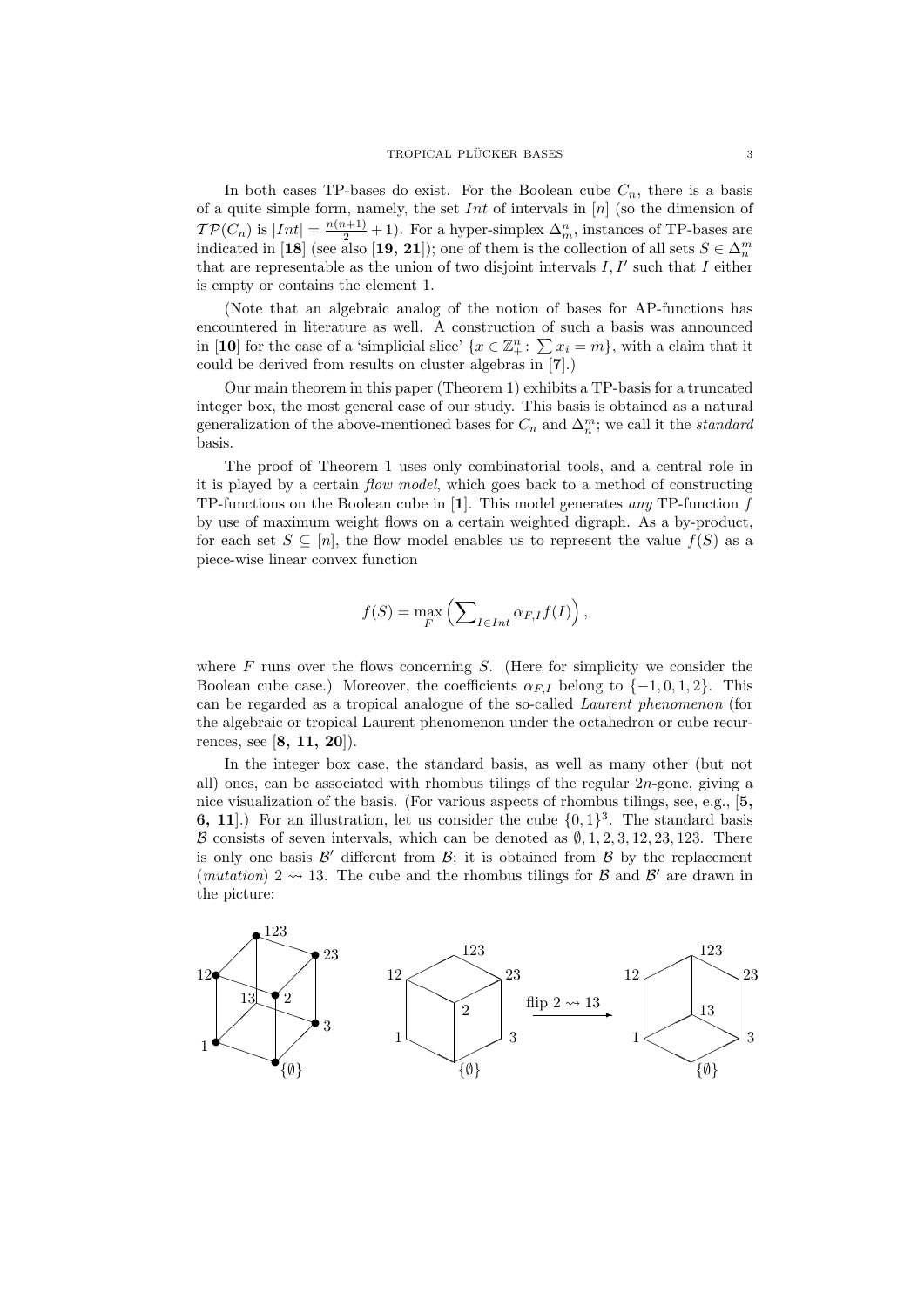In both cases TP-bases do exist. For the Boolean cube $C_n$, there is a basis of a quite simple form, namely, the set $Int$ of intervals in $[n]$ (so the dimension of $\mathcal{TP}(C_n)$ is $|Int| = \frac{n(n+1)}{2} + 1$). For a hyper-simplex $\Delta_m^n$, instances of TP-bases are indicated in [**18**] (see also [**19, 21**]); one of them is the collection of all sets $S \in \Delta_n^m$ that are representable as the union of two disjoint intervals $I, I'$ such that $I$ either is empty or contains the element 1.

(Note that an algebraic analog of the notion of bases for AP-functions has encountered in literature as well. A construction of such a basis was announced in [**10**] for the case of a 'simplicial slice' $\{x \in \mathbb{Z}_+^n \colon \sum x_i = m\}$, with a claim that it could be derived from results on cluster algebras in [**7**].)

Our main theorem in this paper (Theorem 1) exhibits a TP-basis for a truncated integer box, the most general case of our study. This basis is obtained as a natural generalization of the above-mentioned bases for $C_n$ and $\Delta_n^m$; we call it the *standard* basis.

The proof of Theorem 1 uses only combinatorial tools, and a central role in it is played by a certain *flow model*, which goes back to a method of constructing TP-functions on the Boolean cube in [**1**]. This model generates *any* TP-function $f$ by use of maximum weight flows on a certain weighted digraph. As a by-product, for each set $S \subseteq [n]$, the flow model enables us to represent the value $f(S)$ as a piece-wise linear convex function

$$f(S) = \max_F \left( \sum\nolimits_{I \in Int} \alpha_{F,I} f(I) \right),$$

where $F$ runs over the flows concerning $S$. (Here for simplicity we consider the Boolean cube case.) Moreover, the coefficients $\alpha_{F,I}$ belong to $\{-1, 0, 1, 2\}$. This can be regarded as a tropical analogue of the so-called *Laurent phenomenon* (for the algebraic or tropical Laurent phenomenon under the octahedron or cube recurrences, see [**8, 11, 20**]).

In the integer box case, the standard basis, as well as many other (but not all) ones, can be associated with rhombus tilings of the regular $2n$-gone, giving a nice visualization of the basis. (For various aspects of rhombus tilings, see, e.g., [**5, 6, 11**].) For an illustration, let us consider the cube $\{0,1\}^3$. The standard basis $\mathcal{B}$ consists of seven intervals, which can be denoted as $\emptyset, 1, 2, 3, 12, 23, 123$. There is only one basis $\mathcal{B}'$ different from $\mathcal{B}$; it is obtained from $\mathcal{B}$ by the replacement (*mutation*) $2 \rightsquigarrow 13$. The cube and the rhombus tilings for $\mathcal{B}$ and $\mathcal{B}'$ are drawn in the picture: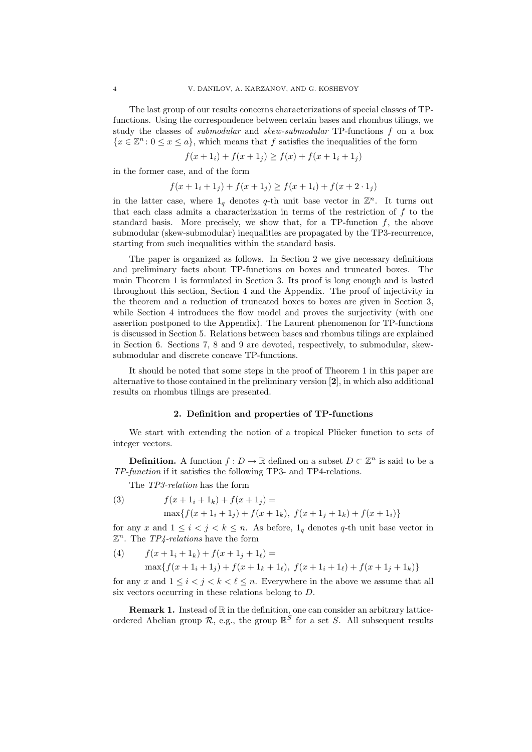The last group of our results concerns characterizations of special classes of TP-functions. Using the correspondence between certain bases and rhombus tilings, we study the classes of *submodular* and *skew-submodular* TP-functions $f$ on a box $\{x \in \mathbb{Z}^n : 0 \le x \le a\}$, which means that $f$ satisfies the inequalities of the form

$$f(x + 1_i) + f(x + 1_j) \ge f(x) + f(x + 1_i + 1_j)$$

in the former case, and of the form

$$f(x + 1_i + 1_j) + f(x + 1_j) \ge f(x + 1_i) + f(x + 2 \cdot 1_j)$$

in the latter case, where $1_q$ denotes $q$-th unit base vector in $\mathbb{Z}^n$. It turns out that each class admits a characterization in terms of the restriction of $f$ to the standard basis. More precisely, we show that, for a TP-function $f$, the above submodular (skew-submodular) inequalities are propagated by the TP3-recurrence, starting from such inequalities within the standard basis.

The paper is organized as follows. In Section 2 we give necessary definitions and preliminary facts about TP-functions on boxes and truncated boxes. The main Theorem 1 is formulated in Section 3. Its proof is long enough and is lasted throughout this section, Section 4 and the Appendix. The proof of injectivity in the theorem and a reduction of truncated boxes to boxes are given in Section 3, while Section 4 introduces the flow model and proves the surjectivity (with one assertion postponed to the Appendix). The Laurent phenomenon for TP-functions is discussed in Section 5. Relations between bases and rhombus tilings are explained in Section 6. Sections 7, 8 and 9 are devoted, respectively, to submodular, skew-submodular and discrete concave TP-functions.

It should be noted that some steps in the proof of Theorem 1 in this paper are alternative to those contained in the preliminary version [**2**], in which also additional results on rhombus tilings are presented.

## 2. Definition and properties of TP-functions

We start with extending the notion of a tropical Plücker function to sets of integer vectors.

**Definition.** A function $f : D \to \mathbb{R}$ defined on a subset $D \subset \mathbb{Z}^n$ is said to be a *TP-function* if it satisfies the following TP3- and TP4-relations.

The *TP3-relation* has the form

$$
\begin{aligned}
(3) \qquad & f(x + 1_i + 1_k) + f(x + 1_j) = \\
& \max\{f(x + 1_i + 1_j) + f(x + 1_k),\ f(x + 1_j + 1_k) + f(x + 1_i)\}
\end{aligned}
$$

for any $x$ and $1 \le i < j < k \le n$. As before, $1_q$ denotes $q$-th unit base vector in $\mathbb{Z}^n$. The *TP4-relations* have the form

$$
\begin{aligned}
(4) \qquad & f(x + 1_i + 1_k) + f(x + 1_j + 1_\ell) = \\
& \max\{f(x + 1_i + 1_j) + f(x + 1_k + 1_\ell),\ f(x + 1_i + 1_\ell) + f(x + 1_j + 1_k)\}
\end{aligned}
$$

for any $x$ and $1 \le i < j < k < \ell \le n$. Everywhere in the above we assume that all six vectors occurring in these relations belong to $D$.

**Remark 1.** Instead of $\mathbb{R}$ in the definition, one can consider an arbitrary lattice-ordered Abelian group $\mathcal{R}$, e.g., the group $\mathbb{R}^S$ for a set $S$. All subsequent results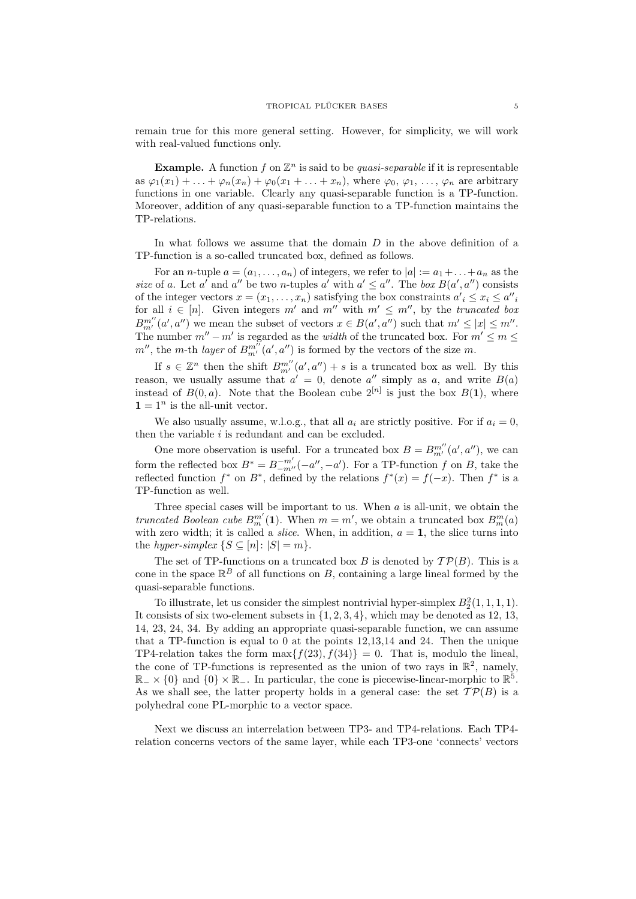remain true for this more general setting. However, for simplicity, we will work with real-valued functions only.

**Example.** A function $f$ on $\mathbb{Z}^n$ is said to be *quasi-separable* if it is representable as $\varphi_1(x_1) + \ldots + \varphi_n(x_n) + \varphi_0(x_1 + \ldots + x_n)$, where $\varphi_0$, $\varphi_1$, …, $\varphi_n$ are arbitrary functions in one variable. Clearly any quasi-separable function is a TP-function. Moreover, addition of any quasi-separable function to a TP-function maintains the TP-relations.

In what follows we assume that the domain $D$ in the above definition of a TP-function is a so-called truncated box, defined as follows.

For an $n$-tuple $a = (a_1, \ldots, a_n)$ of integers, we refer to $|a| := a_1 + \ldots + a_n$ as the *size* of $a$. Let $a'$ and $a''$ be two $n$-tuples $a'$ with $a' \le a''$. The *box* $B(a', a'')$ consists of the integer vectors $x = (x_1, \ldots, x_n)$ satisfying the box constraints ${a'}_i \le x_i \le {a''}_i$ for all $i \in [n]$. Given integers $m'$ and $m''$ with $m' \le m''$, by the *truncated box* $B^{m''}_{m'}(a', a'')$ we mean the subset of vectors $x \in B(a', a'')$ such that $m' \le |x| \le m''$. The number $m'' - m'$ is regarded as the *width* of the truncated box. For $m' \le m \le m''$, the $m$-th *layer* of $B^{m''}_{m'}(a', a'')$ is formed by the vectors of the size $m$.

If $s \in \mathbb{Z}^n$ then the shift $B^{m''}_{m'}(a', a'') + s$ is a truncated box as well. By this reason, we usually assume that $a' = 0$, denote $a''$ simply as $a$, and write $B(a)$ instead of $B(0, a)$. Note that the Boolean cube $2^{[n]}$ is just the box $B(\mathbf{1})$, where $\mathbf{1} = 1^n$ is the all-unit vector.

We also usually assume, w.l.o.g., that all $a_i$ are strictly positive. For if $a_i = 0$, then the variable $i$ is redundant and can be excluded.

One more observation is useful. For a truncated box $B = B^{m''}_{m'}(a', a'')$, we can form the reflected box $B^* = B^{-m'}_{-m''}(-a'', -a')$. For a TP-function $f$ on $B$, take the reflected function $f^*$ on $B^*$, defined by the relations $f^*(x) = f(-x)$. Then $f^*$ is a TP-function as well.

Three special cases will be important to us. When $a$ is all-unit, we obtain the *truncated Boolean cube* $B^{m'}_{m}(\mathbf{1})$. When $m = m'$, we obtain a truncated box $B^m_m(a)$ with zero width; it is called a *slice*. When, in addition, $a = \mathbf{1}$, the slice turns into the *hyper-simplex* $\{S \subseteq [n] \colon |S| = m\}$.

The set of TP-functions on a truncated box $B$ is denoted by $\mathcal{TP}(B)$. This is a cone in the space $\mathbb{R}^B$ of all functions on $B$, containing a large lineal formed by the quasi-separable functions.

To illustrate, let us consider the simplest nontrivial hyper-simplex $B^2_2(1,1,1,1)$. It consists of six two-element subsets in $\{1,2,3,4\}$, which may be denoted as 12, 13, 14, 23, 24, 34. By adding an appropriate quasi-separable function, we can assume that a TP-function is equal to 0 at the points 12,13,14 and 24. Then the unique TP4-relation takes the form $\max\{f(23), f(34)\} = 0$. That is, modulo the lineal, the cone of TP-functions is represented as the union of two rays in $\mathbb{R}^2$, namely, $\mathbb{R}_- \times \{0\}$ and $\{0\} \times \mathbb{R}_-$. In particular, the cone is piecewise-linear-morphic to $\mathbb{R}^5$. As we shall see, the latter property holds in a general case: the set $\mathcal{TP}(B)$ is a polyhedral cone PL-morphic to a vector space.

Next we discuss an interrelation between TP3- and TP4-relations. Each TP4-relation concerns vectors of the same layer, while each TP3-one 'connects' vectors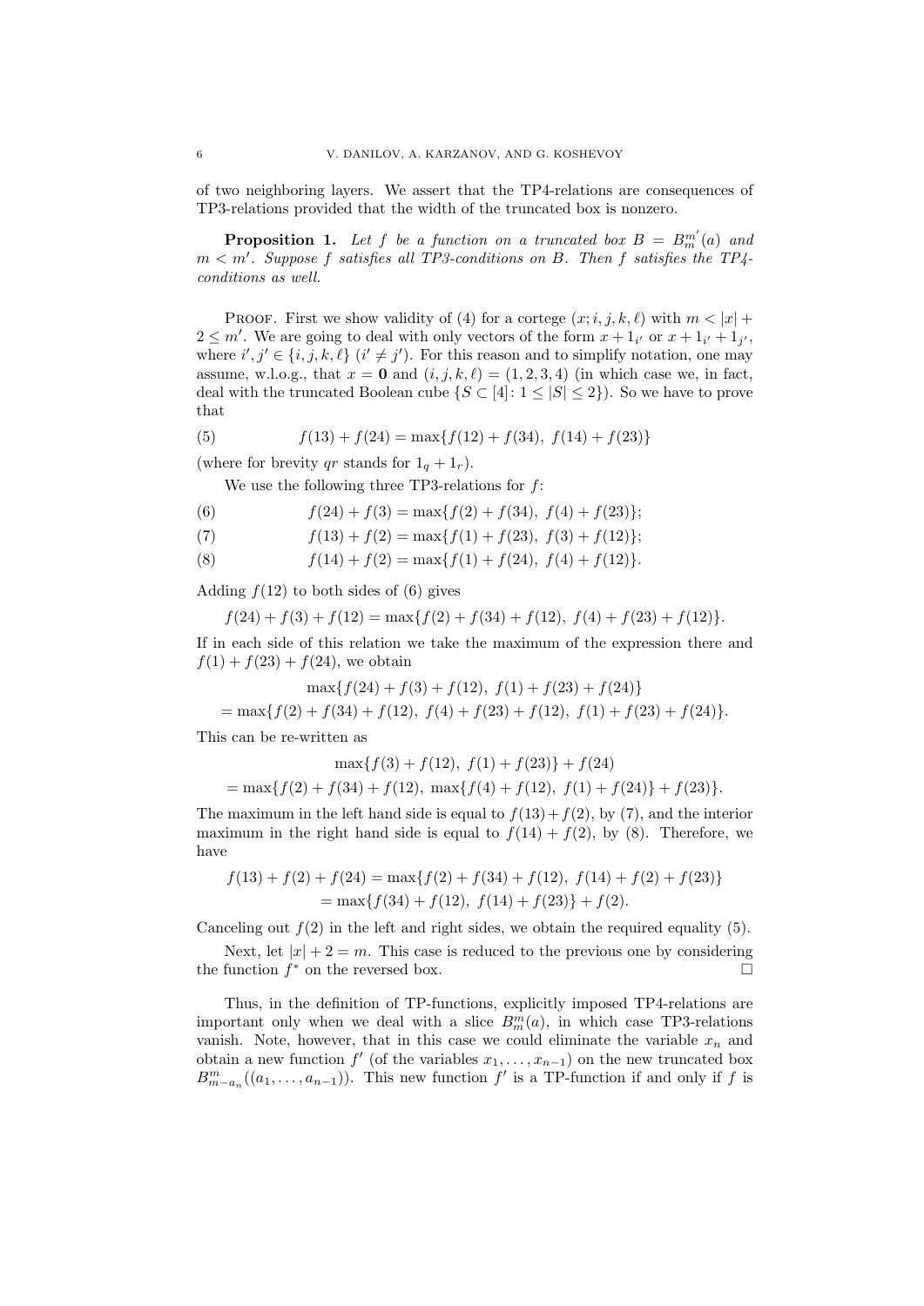of two neighboring layers. We assert that the TP4-relations are consequences of TP3-relations provided that the width of the truncated box is nonzero.

**Proposition 1.** *Let $f$ be a function on a truncated box $B = B_m^{m'}(a)$ and $m < m'$. Suppose $f$ satisfies all TP3-conditions on $B$. Then $f$ satisfies the TP4-conditions as well.*

Proof. First we show validity of (4) for a cortege $(x; i, j, k, \ell)$ with $m < |x| + 2 \le m'$. We are going to deal with only vectors of the form $x + 1_{i'}$ or $x + 1_{i'} + 1_{j'}$, where $i', j' \in \{i, j, k, \ell\}$ ($i' \ne j'$). For this reason and to simplify notation, one may assume, w.l.o.g., that $x = \mathbf{0}$ and $(i, j, k, \ell) = (1, 2, 3, 4)$ (in which case we, in fact, deal with the truncated Boolean cube $\{S \subset [4] \colon 1 \le |S| \le 2\}$). So we have to prove that

$$f(13) + f(24) = \max\{f(12) + f(34),\ f(14) + f(23)\} \tag{5}$$

(where for brevity $qr$ stands for $1_q + 1_r$).

We use the following three TP3-relations for $f$:

$$f(24) + f(3) = \max\{f(2) + f(34),\ f(4) + f(23)\}; \tag{6}$$

$$f(13) + f(2) = \max\{f(1) + f(23),\ f(3) + f(12)\}; \tag{7}$$

$$f(14) + f(2) = \max\{f(1) + f(24),\ f(4) + f(12)\}. \tag{8}$$

Adding $f(12)$ to both sides of (6) gives

$$f(24) + f(3) + f(12) = \max\{f(2) + f(34) + f(12),\ f(4) + f(23) + f(12)\}.$$

If in each side of this relation we take the maximum of the expression there and $f(1) + f(23) + f(24)$, we obtain

$$\max\{f(24) + f(3) + f(12),\ f(1) + f(23) + f(24)\}$$
$$= \max\{f(2) + f(34) + f(12),\ f(4) + f(23) + f(12),\ f(1) + f(23) + f(24)\}.$$

This can be re-written as

$$\max\{f(3) + f(12),\ f(1) + f(23)\} + f(24)$$
$$= \max\{f(2) + f(34) + f(12),\ \max\{f(4) + f(12),\ f(1) + f(24)\} + f(23)\}.$$

The maximum in the left hand side is equal to $f(13) + f(2)$, by (7), and the interior maximum in the right hand side is equal to $f(14) + f(2)$, by (8). Therefore, we have

$$f(13) + f(2) + f(24) = \max\{f(2) + f(34) + f(12),\ f(14) + f(2) + f(23)\}$$
$$= \max\{f(34) + f(12),\ f(14) + f(23)\} + f(2).$$

Canceling out $f(2)$ in the left and right sides, we obtain the required equality (5).

Next, let $|x| + 2 = m$. This case is reduced to the previous one by considering the function $f^*$ on the reversed box. □

Thus, in the definition of TP-functions, explicitly imposed TP4-relations are important only when we deal with a slice $B_m^m(a)$, in which case TP3-relations vanish. Note, however, that in this case we could eliminate the variable $x_n$ and obtain a new function $f'$ (of the variables $x_1, \ldots, x_{n-1}$) on the new truncated box $B_{m-a_n}^m((a_1, \ldots, a_{n-1}))$. This new function $f'$ is a TP-function if and only if $f$ is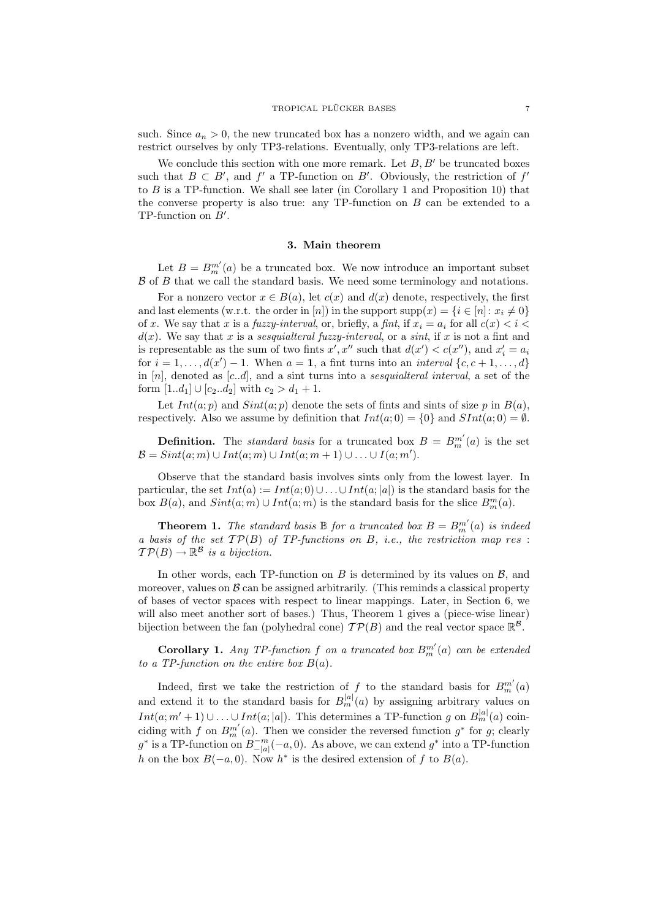such. Since $a_n > 0$, the new truncated box has a nonzero width, and we again can restrict ourselves by only TP3-relations. Eventually, only TP3-relations are left.

We conclude this section with one more remark. Let $B, B'$ be truncated boxes such that $B \subset B'$, and $f'$ a TP-function on $B'$. Obviously, the restriction of $f'$ to $B$ is a TP-function. We shall see later (in Corollary 1 and Proposition 10) that the converse property is also true: any TP-function on $B$ can be extended to a TP-function on $B'$.

## 3. Main theorem

Let $B = B_m^{m'}(a)$ be a truncated box. We now introduce an important subset $\mathcal{B}$ of $B$ that we call the standard basis. We need some terminology and notations.

For a nonzero vector $x \in B(a)$, let $c(x)$ and $d(x)$ denote, respectively, the first and last elements (w.r.t. the order in $[n]$) in the support $\mathrm{supp}(x) = \{i \in [n] : x_i \neq 0\}$ of $x$. We say that $x$ is a *fuzzy-interval*, or, briefly, a *fint*, if $x_i = a_i$ for all $c(x) < i < d(x)$. We say that $x$ is a *sesquialteral fuzzy-interval*, or a *sint*, if $x$ is not a fint and is representable as the sum of two fints $x', x''$ such that $d(x') < c(x'')$, and $x'_i = a_i$ for $i = 1, \dots, d(x') - 1$. When $a = \mathbf{1}$, a fint turns into an *interval* $\{c, c+1, \dots, d\}$ in $[n]$, denoted as $[c..d]$, and a sint turns into a *sesquialteral interval*, a set of the form $[1..d_1] \cup [c_2..d_2]$ with $c_2 > d_1 + 1$.

Let $Int(a; p)$ and $Sint(a; p)$ denote the sets of fints and sints of size $p$ in $B(a)$, respectively. Also we assume by definition that $Int(a; 0) = \{0\}$ and $SInt(a; 0) = \emptyset$.

**Definition.** The *standard basis* for a truncated box $B = B_m^{m'}(a)$ is the set $\mathcal{B} = Sint(a; m) \cup Int(a; m) \cup Int(a; m+1) \cup \dots \cup I(a; m')$.

Observe that the standard basis involves sints only from the lowest layer. In particular, the set $Int(a) := Int(a; 0) \cup \dots \cup Int(a; |a|)$ is the standard basis for the box $B(a)$, and $Sint(a; m) \cup Int(a; m)$ is the standard basis for the slice $B_m^m(a)$.

**Theorem 1.** *The standard basis $\mathbb{B}$ for a truncated box $B = B_m^{m'}(a)$ is indeed a basis of the set $\mathcal{TP}(B)$ of TP-functions on $B$, i.e., the restriction map $res : \mathcal{TP}(B) \to \mathbb{R}^{\mathcal{B}}$ is a bijection.*

In other words, each TP-function on $B$ is determined by its values on $\mathcal{B}$, and moreover, values on $\mathcal{B}$ can be assigned arbitrarily. (This reminds a classical property of bases of vector spaces with respect to linear mappings. Later, in Section 6, we will also meet another sort of bases.) Thus, Theorem 1 gives a (piece-wise linear) bijection between the fan (polyhedral cone) $\mathcal{TP}(B)$ and the real vector space $\mathbb{R}^{\mathcal{B}}$.

**Corollary 1.** *Any TP-function $f$ on a truncated box $B_m^{m'}(a)$ can be extended to a TP-function on the entire box $B(a)$.*

Indeed, first we take the restriction of $f$ to the standard basis for $B_m^{m'}(a)$ and extend it to the standard basis for $B_m^{|a|}(a)$ by assigning arbitrary values on $Int(a; m'+1) \cup \dots \cup Int(a; |a|)$. This determines a TP-function $g$ on $B_m^{|a|}(a)$ coinciding with $f$ on $B_m^{m'}(a)$. Then we consider the reversed function $g^*$ for $g$; clearly $g^*$ is a TP-function on $B_{-|a|}^{-m}(-a, 0)$. As above, we can extend $g^*$ into a TP-function $h$ on the box $B(-a, 0)$. Now $h^*$ is the desired extension of $f$ to $B(a)$.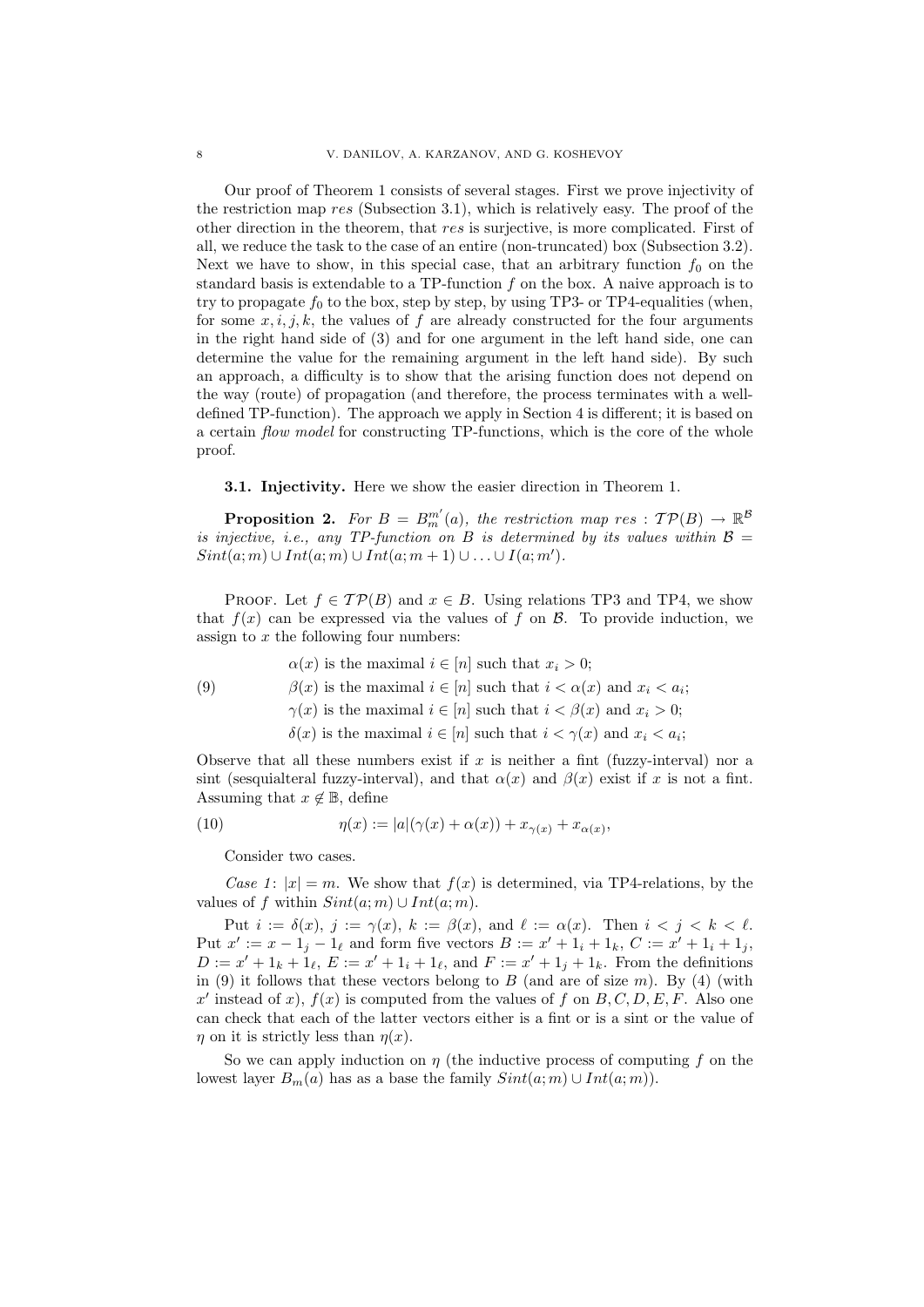Our proof of Theorem 1 consists of several stages. First we prove injectivity of the restriction map *res* (Subsection 3.1), which is relatively easy. The proof of the other direction in the theorem, that *res* is surjective, is more complicated. First of all, we reduce the task to the case of an entire (non-truncated) box (Subsection 3.2). Next we have to show, in this special case, that an arbitrary function $f_0$ on the standard basis is extendable to a TP-function $f$ on the box. A naive approach is to try to propagate $f_0$ to the box, step by step, by using TP3- or TP4-equalities (when, for some $x, i, j, k$, the values of $f$ are already constructed for the four arguments in the right hand side of (3) and for one argument in the left hand side, one can determine the value for the remaining argument in the left hand side). By such an approach, a difficulty is to show that the arising function does not depend on the way (route) of propagation (and therefore, the process terminates with a well-defined TP-function). The approach we apply in Section 4 is different; it is based on a certain *flow model* for constructing TP-functions, which is the core of the whole proof.

### 3.1. Injectivity.

Here we show the easier direction in Theorem 1.

**Proposition 2.** *For $B = B_m^{m'}(a)$, the restriction map $res : \mathcal{TP}(B) \to \mathbb{R}^{\mathcal{B}}$ is injective, i.e., any TP-function on $B$ is determined by its values within $\mathcal{B} = Sint(a;m) \cup Int(a;m) \cup Int(a;m+1) \cup \ldots \cup I(a;m')$.*

Proof. Let $f \in \mathcal{TP}(B)$ and $x \in B$. Using relations TP3 and TP4, we show that $f(x)$ can be expressed via the values of $f$ on $\mathcal{B}$. To provide induction, we assign to $x$ the following four numbers:

$$
\begin{aligned}
&\alpha(x) \text{ is the maximal } i \in [n] \text{ such that } x_i > 0;\\
&\beta(x) \text{ is the maximal } i \in [n] \text{ such that } i < \alpha(x) \text{ and } x_i < a_i;\\
&\gamma(x) \text{ is the maximal } i \in [n] \text{ such that } i < \beta(x) \text{ and } x_i > 0;\\
&\delta(x) \text{ is the maximal } i \in [n] \text{ such that } i < \gamma(x) \text{ and } x_i < a_i;
\end{aligned}
\tag{9}
$$

Observe that all these numbers exist if $x$ is neither a fint (fuzzy-interval) nor a sint (sesquialteral fuzzy-interval), and that $\alpha(x)$ and $\beta(x)$ exist if $x$ is not a fint. Assuming that $x \notin \mathbb{B}$, define

$$
\eta(x) := |a|(\gamma(x) + \alpha(x)) + x_{\gamma(x)} + x_{\alpha(x)},
\tag{10}
$$

Consider two cases.

*Case 1*: $|x| = m$. We show that $f(x)$ is determined, via TP4-relations, by the values of $f$ within $Sint(a;m) \cup Int(a;m)$.

Put $i := \delta(x)$, $j := \gamma(x)$, $k := \beta(x)$, and $\ell := \alpha(x)$. Then $i < j < k < \ell$. Put $x' := x - 1_j - 1_\ell$ and form five vectors $B := x' + 1_i + 1_k$, $C := x' + 1_i + 1_j$, $D := x' + 1_k + 1_\ell$, $E := x' + 1_i + 1_\ell$, and $F := x' + 1_j + 1_k$. From the definitions in (9) it follows that these vectors belong to $B$ (and are of size $m$). By (4) (with $x'$ instead of $x$), $f(x)$ is computed from the values of $f$ on $B, C, D, E, F$. Also one can check that each of the latter vectors either is a fint or is a sint or the value of $\eta$ on it is strictly less than $\eta(x)$.

So we can apply induction on $\eta$ (the inductive process of computing $f$ on the lowest layer $B_m(a)$ has as a base the family $Sint(a;m) \cup Int(a;m)$).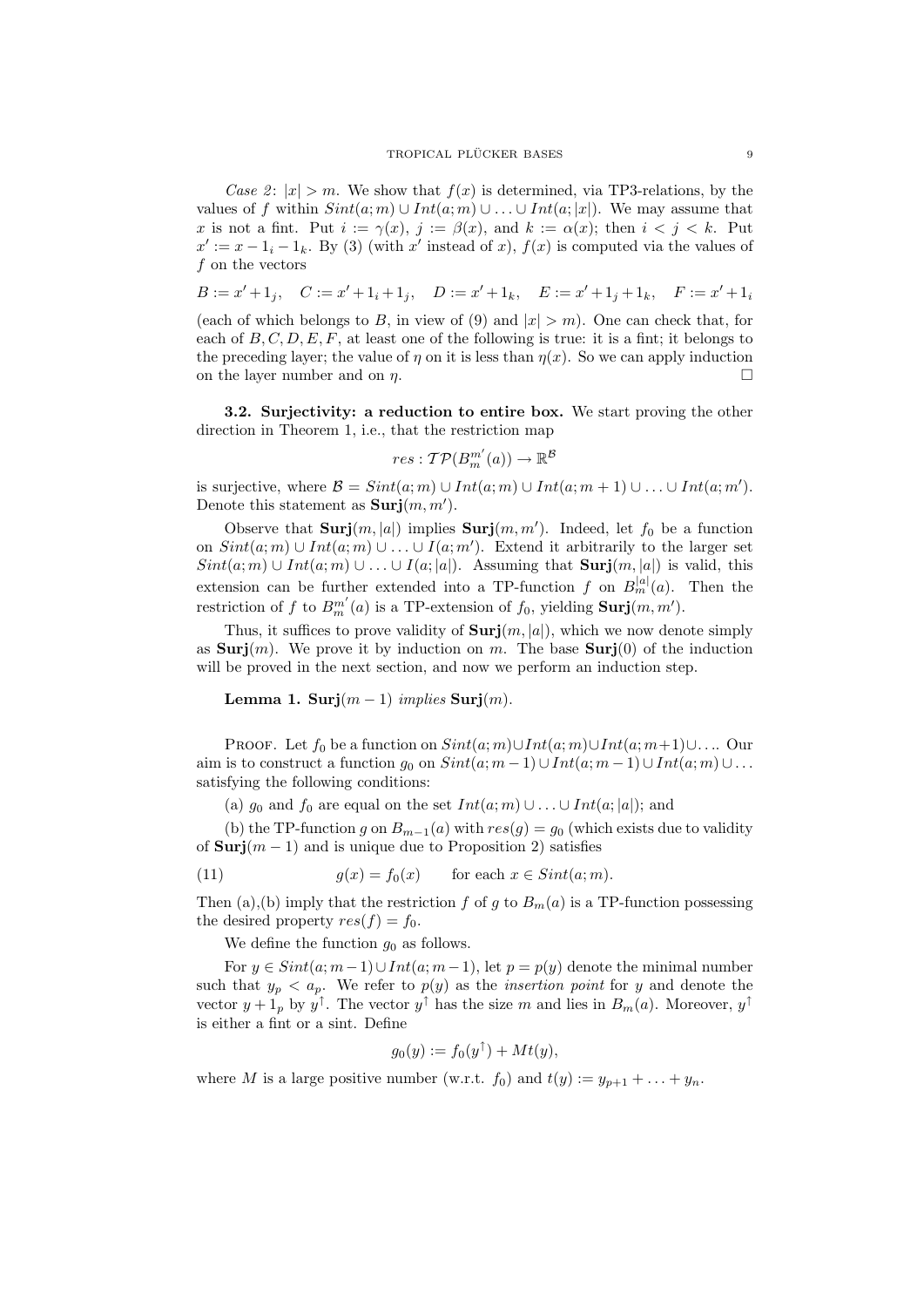*Case 2*: $|x| > m$. We show that $f(x)$ is determined, via TP3-relations, by the values of $f$ within $Sint(a;m) \cup Int(a;m) \cup \ldots \cup Int(a;|x|)$. We may assume that $x$ is not a fint. Put $i := \gamma(x)$, $j := \beta(x)$, and $k := \alpha(x)$; then $i < j < k$. Put $x' := x - 1_i - 1_k$. By (3) (with $x'$ instead of $x$), $f(x)$ is computed via the values of $f$ on the vectors

$$B := x' + 1_j, \quad C := x' + 1_i + 1_j, \quad D := x' + 1_k, \quad E := x' + 1_j + 1_k, \quad F := x' + 1_i$$

(each of which belongs to $B$, in view of (9) and $|x| > m$). One can check that, for each of $B, C, D, E, F$, at least one of the following is true: it is a fint; it belongs to the preceding layer; the value of $\eta$ on it is less than $\eta(x)$. So we can apply induction on the layer number and on $\eta$. $\square$

**3.2. Surjectivity: a reduction to entire box.** We start proving the other direction in Theorem 1, i.e., that the restriction map

$$res : \mathcal{TP}(B_m^{m'}(a)) \to \mathbb{R}^{\mathcal{B}}$$

is surjective, where $\mathcal{B} = Sint(a;m) \cup Int(a;m) \cup Int(a;m+1) \cup \ldots \cup Int(a;m')$. Denote this statement as $\mathbf{Surj}(m, m')$.

Observe that $\mathbf{Surj}(m, |a|)$ implies $\mathbf{Surj}(m, m')$. Indeed, let $f_0$ be a function on $Sint(a;m) \cup Int(a;m) \cup \ldots \cup I(a;m')$. Extend it arbitrarily to the larger set $Sint(a;m) \cup Int(a;m) \cup \ldots \cup I(a;|a|)$. Assuming that $\mathbf{Surj}(m, |a|)$ is valid, this extension can be further extended into a TP-function $f$ on $B_m^{|a|}(a)$. Then the restriction of $f$ to $B_m^{m'}(a)$ is a TP-extension of $f_0$, yielding $\mathbf{Surj}(m, m')$.

Thus, it suffices to prove validity of $\mathbf{Surj}(m, |a|)$, which we now denote simply as $\mathbf{Surj}(m)$. We prove it by induction on $m$. The base $\mathbf{Surj}(0)$ of the induction will be proved in the next section, and now we perform an induction step.

**Lemma 1.** $\mathbf{Surj}(m-1)$ *implies* $\mathbf{Surj}(m)$.

Proof. Let $f_0$ be a function on $Sint(a;m) \cup Int(a;m) \cup Int(a;m+1) \cup \ldots$. Our aim is to construct a function $g_0$ on $Sint(a;m-1) \cup Int(a;m-1) \cup Int(a;m) \cup \ldots$ satisfying the following conditions:

(a) $g_0$ and $f_0$ are equal on the set $Int(a;m) \cup \ldots \cup Int(a;|a|)$; and

(b) the TP-function $g$ on $B_{m-1}(a)$ with $res(g) = g_0$ (which exists due to validity of $\mathbf{Surj}(m-1)$ and is unique due to Proposition 2) satisfies

$$g(x) = f_0(x) \qquad \text{for each } x \in Sint(a;m). \tag{11}$$

Then (a),(b) imply that the restriction $f$ of $g$ to $B_m(a)$ is a TP-function possessing the desired property $res(f) = f_0$.

We define the function $g_0$ as follows.

For $y \in Sint(a;m-1) \cup Int(a;m-1)$, let $p = p(y)$ denote the minimal number such that $y_p < a_p$. We refer to $p(y)$ as the *insertion point* for $y$ and denote the vector $y + 1_p$ by $y^\uparrow$. The vector $y^\uparrow$ has the size $m$ and lies in $B_m(a)$. Moreover, $y^\uparrow$ is either a fint or a sint. Define

$$g_0(y) := f_0(y^\uparrow) + Mt(y),$$

where $M$ is a large positive number (w.r.t. $f_0$) and $t(y) := y_{p+1} + \ldots + y_n$.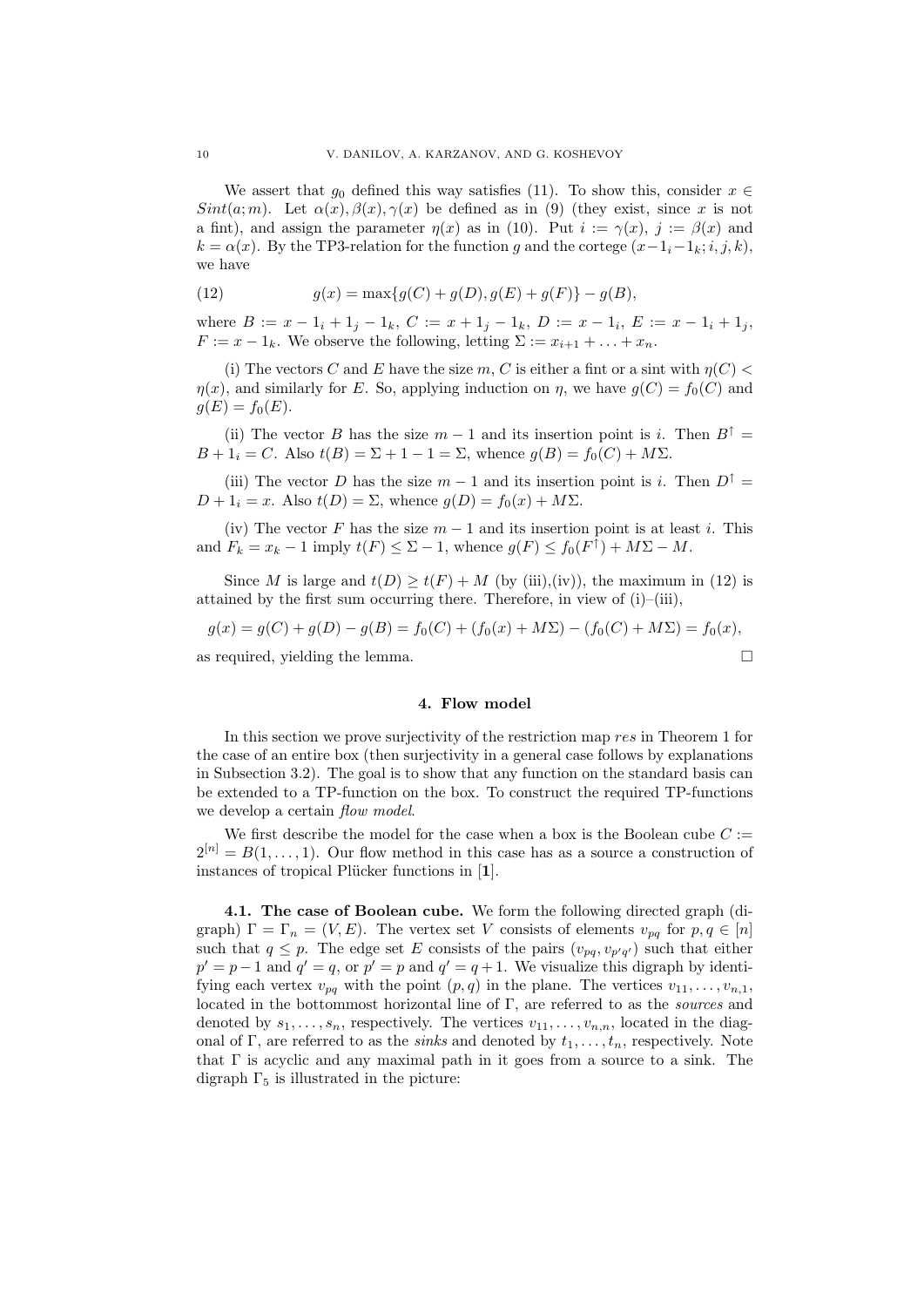We assert that $g_0$ defined this way satisfies (11). To show this, consider $x \in Sint(a;m)$. Let $\alpha(x), \beta(x), \gamma(x)$ be defined as in (9) (they exist, since $x$ is not a fint), and assign the parameter $\eta(x)$ as in (10). Put $i := \gamma(x)$, $j := \beta(x)$ and $k = \alpha(x)$. By the TP3-relation for the function $g$ and the cortege $(x - 1_i - 1_k; i, j, k)$, we have

$$g(x) = \max\{g(C) + g(D), g(E) + g(F)\} - g(B), \tag{12}$$

where $B := x - 1_i + 1_j - 1_k$, $C := x + 1_j - 1_k$, $D := x - 1_i$, $E := x - 1_i + 1_j$, $F := x - 1_k$. We observe the following, letting $\Sigma := x_{i+1} + \ldots + x_n$.

(i) The vectors $C$ and $E$ have the size $m$, $C$ is either a fint or a sint with $\eta(C) < \eta(x)$, and similarly for $E$. So, applying induction on $\eta$, we have $g(C) = f_0(C)$ and $g(E) = f_0(E)$.

(ii) The vector $B$ has the size $m - 1$ and its insertion point is $i$. Then $B^{\uparrow} = B + 1_i = C$. Also $t(B) = \Sigma + 1 - 1 = \Sigma$, whence $g(B) = f_0(C) + M\Sigma$.

(iii) The vector $D$ has the size $m - 1$ and its insertion point is $i$. Then $D^{\uparrow} = D + 1_i = x$. Also $t(D) = \Sigma$, whence $g(D) = f_0(x) + M\Sigma$.

(iv) The vector $F$ has the size $m - 1$ and its insertion point is at least $i$. This and $F_k = x_k - 1$ imply $t(F) \le \Sigma - 1$, whence $g(F) \le f_0(F^{\uparrow}) + M\Sigma - M$.

Since $M$ is large and $t(D) \ge t(F) + M$ (by (iii),(iv)), the maximum in (12) is attained by the first sum occurring there. Therefore, in view of (i)–(iii),

$$g(x) = g(C) + g(D) - g(B) = f_0(C) + (f_0(x) + M\Sigma) - (f_0(C) + M\Sigma) = f_0(x),$$

as required, yielding the lemma. $\square$

## 4. Flow model

In this section we prove surjectivity of the restriction map $res$ in Theorem 1 for the case of an entire box (then surjectivity in a general case follows by explanations in Subsection 3.2). The goal is to show that any function on the standard basis can be extended to a TP-function on the box. To construct the required TP-functions we develop a certain *flow model*.

We first describe the model for the case when a box is the Boolean cube $C := 2^{[n]} = B(1, \ldots, 1)$. Our flow method in this case has as a source a construction of instances of tropical Plücker functions in [**1**].

**4.1. The case of Boolean cube.** We form the following directed graph (digraph) $\Gamma = \Gamma_n = (V, E)$. The vertex set $V$ consists of elements $v_{pq}$ for $p, q \in [n]$ such that $q \le p$. The edge set $E$ consists of the pairs $(v_{pq}, v_{p'q'})$ such that either $p' = p - 1$ and $q' = q$, or $p' = p$ and $q' = q + 1$. We visualize this digraph by identifying each vertex $v_{pq}$ with the point $(p, q)$ in the plane. The vertices $v_{11}, \ldots, v_{n,1}$, located in the bottommost horizontal line of $\Gamma$, are referred to as the *sources* and denoted by $s_1, \ldots, s_n$, respectively. The vertices $v_{11}, \ldots, v_{n,n}$, located in the diagonal of $\Gamma$, are referred to as the *sinks* and denoted by $t_1, \ldots, t_n$, respectively. Note that $\Gamma$ is acyclic and any maximal path in it goes from a source to a sink. The digraph $\Gamma_5$ is illustrated in the picture: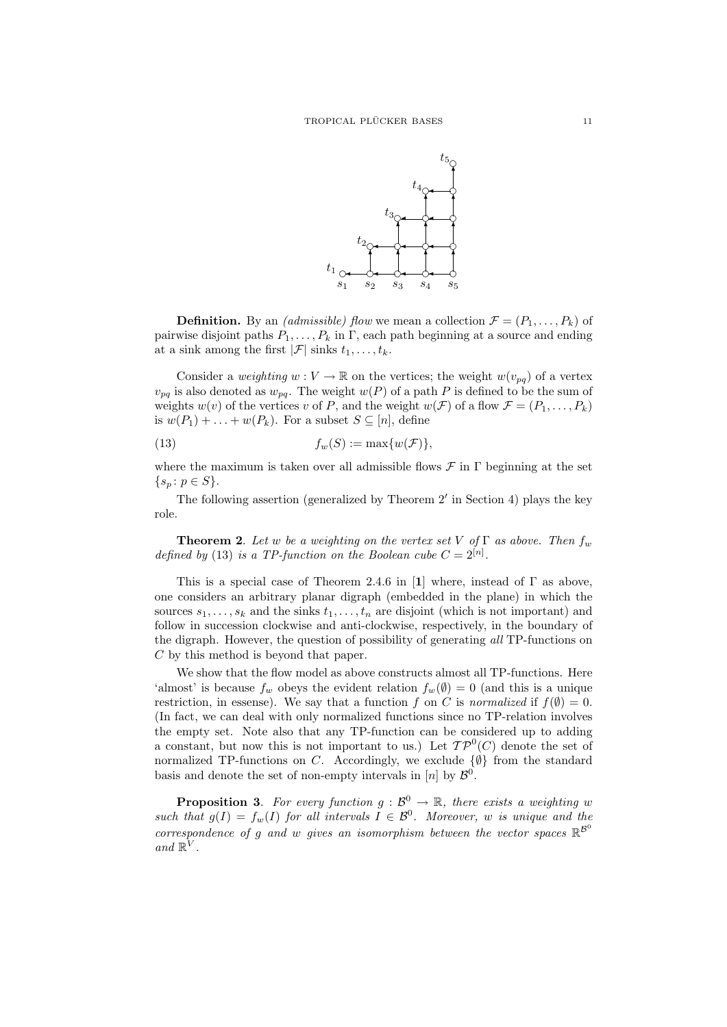**Definition.** By an *(admissible) flow* we mean a collection $\mathcal{F} = (P_1, \ldots, P_k)$ of pairwise disjoint paths $P_1, \ldots, P_k$ in $\Gamma$, each path beginning at a source and ending at a sink among the first $|\mathcal{F}|$ sinks $t_1, \ldots, t_k$.

Consider a *weighting* $w : V \to \mathbb{R}$ on the vertices; the weight $w(v_{pq})$ of a vertex $v_{pq}$ is also denoted as $w_{pq}$. The weight $w(P)$ of a path $P$ is defined to be the sum of weights $w(v)$ of the vertices $v$ of $P$, and the weight $w(\mathcal{F})$ of a flow $\mathcal{F} = (P_1, \ldots, P_k)$ is $w(P_1) + \ldots + w(P_k)$. For a subset $S \subseteq [n]$, define

$$f_w(S) := \max\{w(\mathcal{F})\}, \tag{13}$$

where the maximum is taken over all admissible flows $\mathcal{F}$ in $\Gamma$ beginning at the set $\{s_p : p \in S\}$.

The following assertion (generalized by Theorem 2′ in Section 4) plays the key role.

**Theorem 2**. *Let $w$ be a weighting on the vertex set $V$ of $\Gamma$ as above. Then $f_w$ defined by* (13) *is a TP-function on the Boolean cube $C = 2^{[n]}$.*

This is a special case of Theorem 2.4.6 in [**1**] where, instead of $\Gamma$ as above, one considers an arbitrary planar digraph (embedded in the plane) in which the sources $s_1, \ldots, s_k$ and the sinks $t_1, \ldots, t_n$ are disjoint (which is not important) and follow in succession clockwise and anti-clockwise, respectively, in the boundary of the digraph. However, the question of possibility of generating *all* TP-functions on $C$ by this method is beyond that paper.

We show that the flow model as above constructs almost all TP-functions. Here 'almost' is because $f_w$ obeys the evident relation $f_w(\emptyset) = 0$ (and this is a unique restriction, in essense). We say that a function $f$ on $C$ is *normalized* if $f(\emptyset) = 0$. (In fact, we can deal with only normalized functions since no TP-relation involves the empty set. Note also that any TP-function can be considered up to adding a constant, but now this is not important to us.) Let $\mathcal{TP}^0(C)$ denote the set of normalized TP-functions on $C$. Accordingly, we exclude $\{\emptyset\}$ from the standard basis and denote the set of non-empty intervals in $[n]$ by $\mathcal{B}^0$.

**Proposition 3**. *For every function $g : \mathcal{B}^0 \to \mathbb{R}$, there exists a weighting $w$ such that $g(I) = f_w(I)$ for all intervals $I \in \mathcal{B}^0$. Moreover, $w$ is unique and the correspondence of $g$ and $w$ gives an isomorphism between the vector spaces $\mathbb{R}^{\mathcal{B}^0}$ and $\mathbb{R}^V$.*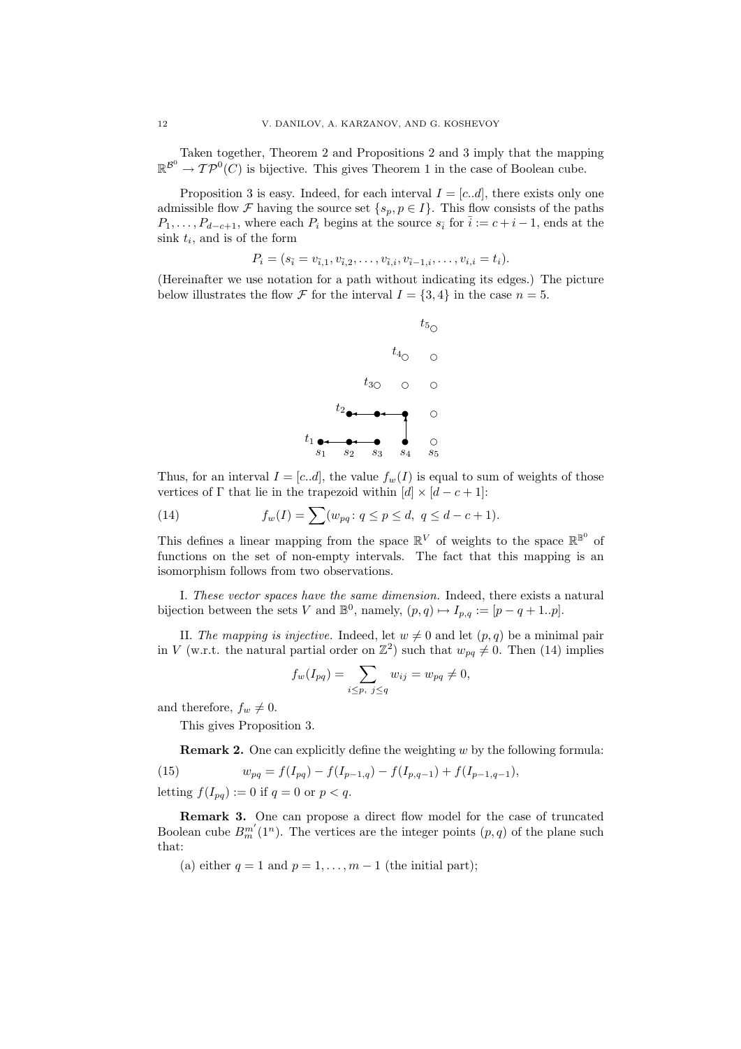Taken together, Theorem 2 and Propositions 2 and 3 imply that the mapping $\mathbb{R}^{\mathcal{B}^0} \to \mathcal{TP}^0(C)$ is bijective. This gives Theorem 1 in the case of Boolean cube.

Proposition 3 is easy. Indeed, for each interval $I = [c..d]$, there exists only one admissible flow $\mathcal{F}$ having the source set $\{s_p, p \in I\}$. This flow consists of the paths $P_1, \ldots, P_{d-c+1}$, where each $P_i$ begins at the source $s_{\bar{i}}$ for $\bar{i} := c + i - 1$, ends at the sink $t_i$, and is of the form

$$P_i = (s_{\bar{i}} = v_{\bar{i},1}, v_{\bar{i},2}, \ldots, v_{\bar{i},i}, v_{\bar{i}-1,i}, \ldots, v_{i,i} = t_i).$$

(Hereinafter we use notation for a path without indicating its edges.) The picture below illustrates the flow $\mathcal{F}$ for the interval $I = \{3, 4\}$ in the case $n = 5$.

Thus, for an interval $I = [c..d]$, the value $f_w(I)$ is equal to sum of weights of those vertices of $\Gamma$ that lie in the trapezoid within $[d] \times [d - c + 1]$:

$$f_w(I) = \sum (w_{pq} \colon q \le p \le d, \ q \le d - c + 1). \tag{14}$$

This defines a linear mapping from the space $\mathbb{R}^V$ of weights to the space $\mathbb{R}^{\mathbb{B}^0}$ of functions on the set of non-empty intervals. The fact that this mapping is an isomorphism follows from two observations.

I. *These vector spaces have the same dimension.* Indeed, there exists a natural bijection between the sets $V$ and $\mathbb{B}^0$, namely, $(p, q) \mapsto I_{p,q} := [p - q + 1..p]$.

II. *The mapping is injective.* Indeed, let $w \ne 0$ and let $(p, q)$ be a minimal pair in $V$ (w.r.t. the natural partial order on $\mathbb{Z}^2$) such that $w_{pq} \ne 0$. Then (14) implies

$$f_w(I_{pq}) = \sum_{i \le p, \ j \le q} w_{ij} = w_{pq} \ne 0,$$

and therefore, $f_w \ne 0$.

This gives Proposition 3.

**Remark 2.** One can explicitly define the weighting $w$ by the following formula:

$$w_{pq} = f(I_{pq}) - f(I_{p-1,q}) - f(I_{p,q-1}) + f(I_{p-1,q-1}), \tag{15}$$

letting $f(I_{pq}) := 0$ if $q = 0$ or $p < q$.

**Remark 3.** One can propose a direct flow model for the case of truncated Boolean cube $B_m^{m'}(1^n)$. The vertices are the integer points $(p, q)$ of the plane such that:

(a) either $q = 1$ and $p = 1, \ldots, m - 1$ (the initial part);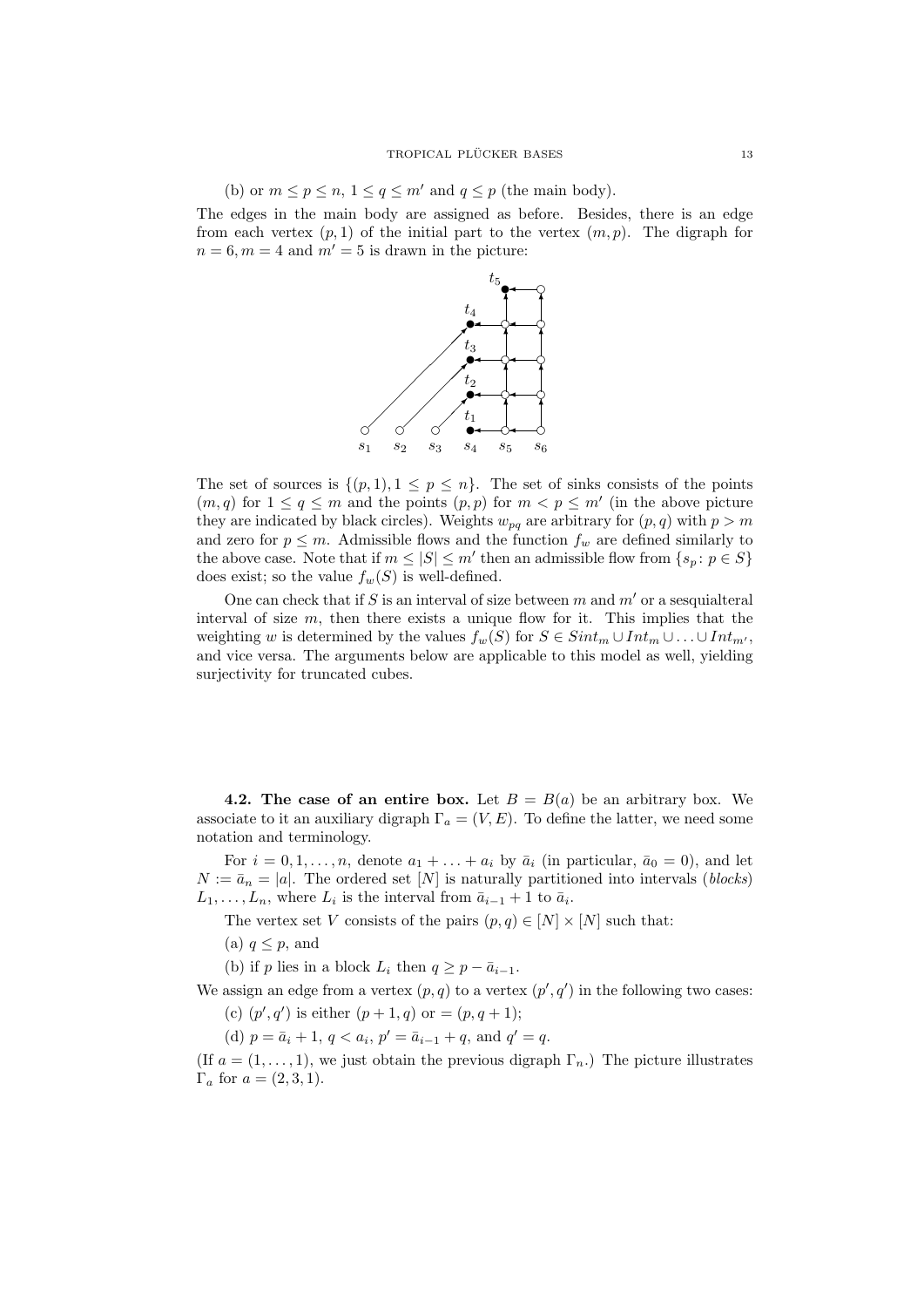(b) or $m \le p \le n$, $1 \le q \le m'$ and $q \le p$ (the main body).

The edges in the main body are assigned as before. Besides, there is an edge from each vertex $(p,1)$ of the initial part to the vertex $(m,p)$. The digraph for $n=6, m=4$ and $m'=5$ is drawn in the picture:

The set of sources is $\{(p,1), 1 \le p \le n\}$. The set of sinks consists of the points $(m,q)$ for $1 \le q \le m$ and the points $(p,p)$ for $m < p \le m'$ (in the above picture they are indicated by black circles). Weights $w_{pq}$ are arbitrary for $(p,q)$ with $p > m$ and zero for $p \le m$. Admissible flows and the function $f_w$ are defined similarly to the above case. Note that if $m \le |S| \le m'$ then an admissible flow from $\{s_p \colon p \in S\}$ does exist; so the value $f_w(S)$ is well-defined.

One can check that if $S$ is an interval of size between $m$ and $m'$ or a sesquialteral interval of size $m$, then there exists a unique flow for it. This implies that the weighting $w$ is determined by the values $f_w(S)$ for $S \in Sint_m \cup Int_m \cup \ldots \cup Int_{m'}$, and vice versa. The arguments below are applicable to this model as well, yielding surjectivity for truncated cubes.

**4.2. The case of an entire box.** Let $B = B(a)$ be an arbitrary box. We associate to it an auxiliary digraph $\Gamma_a = (V, E)$. To define the latter, we need some notation and terminology.

For $i = 0, 1, \ldots, n$, denote $a_1 + \ldots + a_i$ by $\bar{a}_i$ (in particular, $\bar{a}_0 = 0$), and let $N := \bar{a}_n = |a|$. The ordered set $[N]$ is naturally partitioned into intervals (*blocks*) $L_1, \ldots, L_n$, where $L_i$ is the interval from $\bar{a}_{i-1} + 1$ to $\bar{a}_i$.

The vertex set $V$ consists of the pairs $(p,q) \in [N] \times [N]$ such that:

(a) $q \le p$, and

(b) if $p$ lies in a block $L_i$ then $q \ge p - \bar{a}_{i-1}$.

We assign an edge from a vertex $(p,q)$ to a vertex $(p',q')$ in the following two cases:

(c) $(p',q')$ is either $(p+1,q)$ or $=(p,q+1)$;

(d) $p = \bar{a}_i + 1$, $q < a_i$, $p' = \bar{a}_{i-1} + q$, and $q' = q$.

(If $a = (1, \ldots, 1)$, we just obtain the previous digraph $\Gamma_n$.) The picture illustrates $\Gamma_a$ for $a = (2,3,1)$.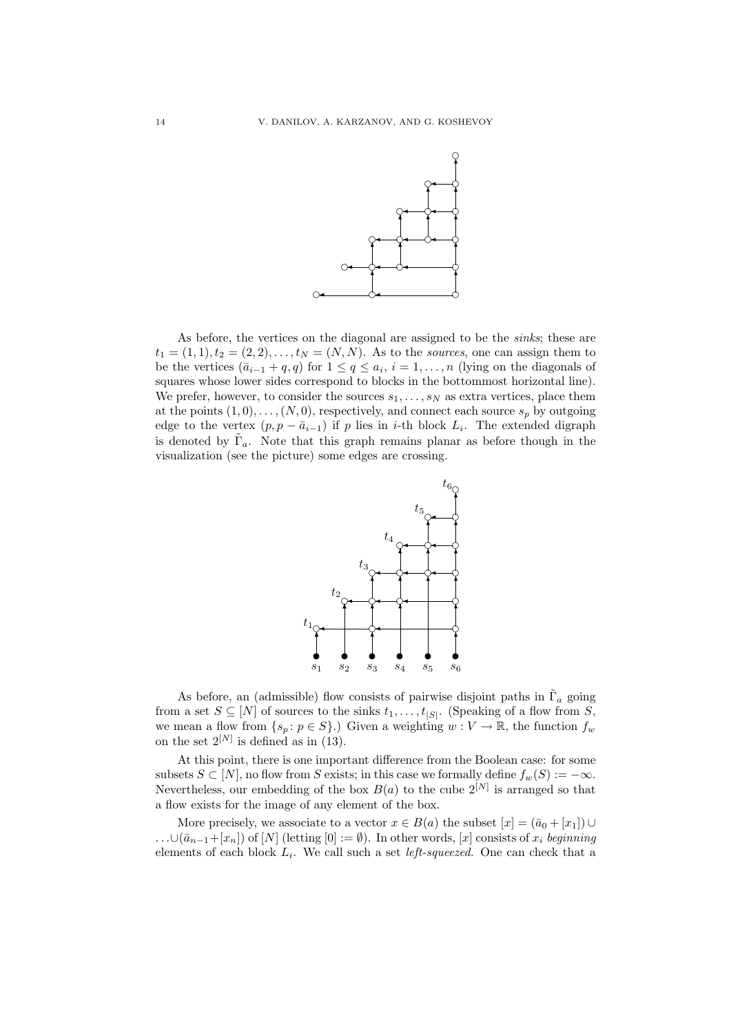As before, the vertices on the diagonal are assigned to be the *sinks*; these are $t_1 = (1, 1), t_2 = (2, 2), \ldots, t_N = (N, N)$. As to the *sources*, one can assign them to be the vertices $(\bar{a}_{i-1} + q, q)$ for $1 \leq q \leq a_i$, $i = 1, \ldots, n$ (lying on the diagonals of squares whose lower sides correspond to blocks in the bottommost horizontal line). We prefer, however, to consider the sources $s_1, \ldots, s_N$ as extra vertices, place them at the points $(1, 0), \ldots, (N, 0)$, respectively, and connect each source $s_p$ by outgoing edge to the vertex $(p, p - \bar{a}_{i-1})$ if $p$ lies in $i$-th block $L_i$. The extended digraph is denoted by $\tilde{\Gamma}_a$. Note that this graph remains planar as before though in the visualization (see the picture) some edges are crossing.

As before, an (admissible) flow consists of pairwise disjoint paths in $\tilde{\Gamma}_a$ going from a set $S \subseteq [N]$ of sources to the sinks $t_1, \ldots, t_{|S|}$. (Speaking of a flow from $S$, we mean a flow from $\{s_p \colon p \in S\}$.) Given a weighting $w : V \to \mathbb{R}$, the function $f_w$ on the set $2^{[N]}$ is defined as in (13).

At this point, there is one important difference from the Boolean case: for some subsets $S \subset [N]$, no flow from $S$ exists; in this case we formally define $f_w(S) := -\infty$. Nevertheless, our embedding of the box $B(a)$ to the cube $2^{[N]}$ is arranged so that a flow exists for the image of any element of the box.

More precisely, we associate to a vector $x \in B(a)$ the subset $[x] = (\bar{a}_0 + [x_1]) \cup \ldots \cup (\bar{a}_{n-1} + [x_n])$ of $[N]$ (letting $[0] := \emptyset$). In other words, $[x]$ consists of $x_i$ *beginning* elements of each block $L_i$. We call such a set *left-squeezed*. One can check that a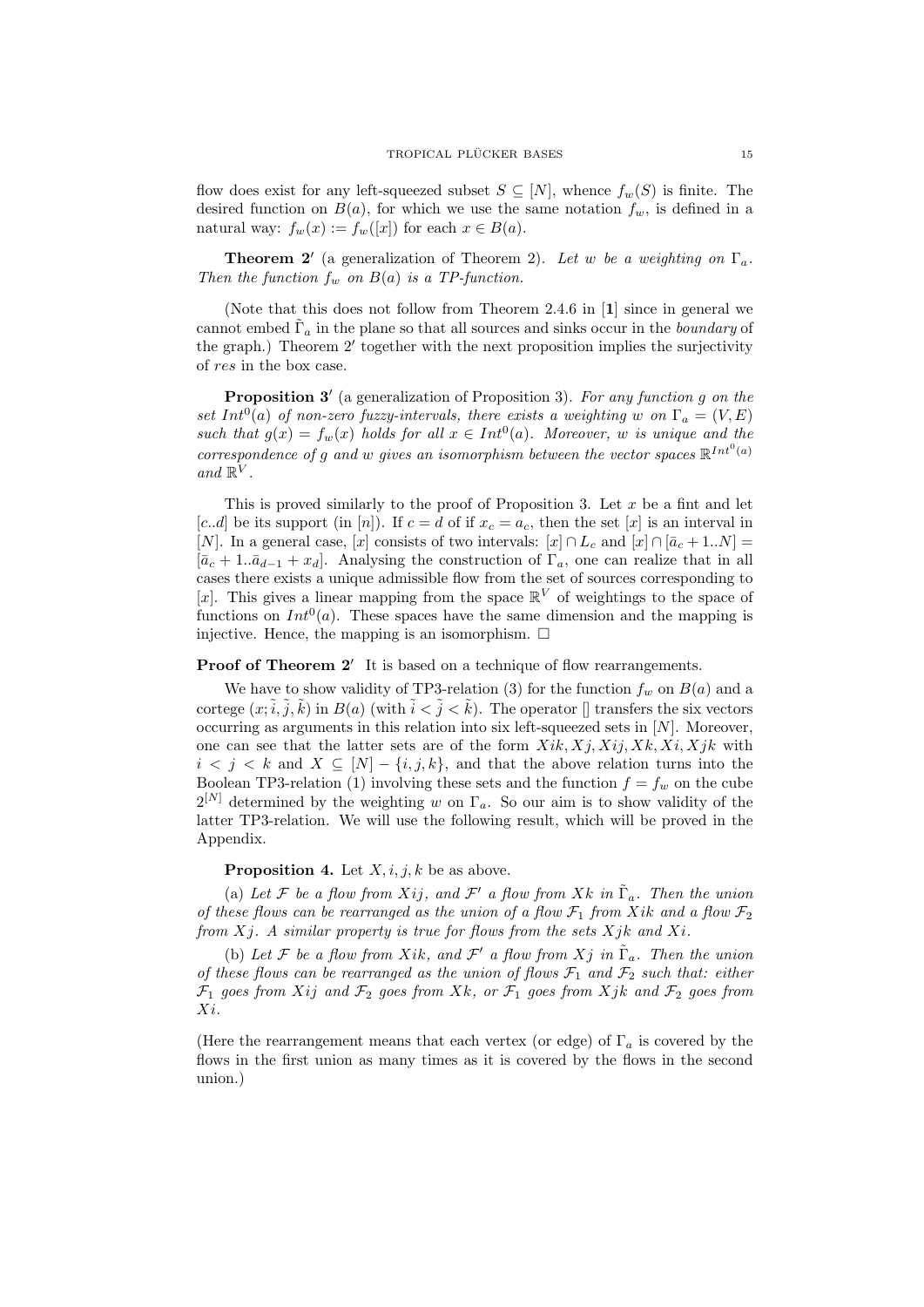flow does exist for any left-squeezed subset $S \subseteq [N]$, whence $f_w(S)$ is finite. The desired function on $B(a)$, for which we use the same notation $f_w$, is defined in a natural way: $f_w(x) := f_w([x])$ for each $x \in B(a)$.

**Theorem 2$'$** (a generalization of Theorem 2). *Let $w$ be a weighting on $\Gamma_a$. Then the function $f_w$ on $B(a)$ is a TP-function.*

(Note that this does not follow from Theorem 2.4.6 in [**1**] since in general we cannot embed $\tilde{\Gamma}_a$ in the plane so that all sources and sinks occur in the *boundary* of the graph.) Theorem 2$'$ together with the next proposition implies the surjectivity of *res* in the box case.

**Proposition 3$'$** (a generalization of Proposition 3). *For any function $g$ on the set $Int^0(a)$ of non-zero fuzzy-intervals, there exists a weighting $w$ on $\Gamma_a = (V, E)$ such that $g(x) = f_w(x)$ holds for all $x \in Int^0(a)$. Moreover, $w$ is unique and the correspondence of $g$ and $w$ gives an isomorphism between the vector spaces $\mathbb{R}^{Int^0(a)}$ and $\mathbb{R}^V$.*

This is proved similarly to the proof of Proposition 3. Let $x$ be a fint and let $[c..d]$ be its support (in $[n]$). If $c = d$ of if $x_c = a_c$, then the set $[x]$ is an interval in $[N]$. In a general case, $[x]$ consists of two intervals: $[x] \cap L_c$ and $[x] \cap [\bar{a}_c + 1..N] = [\bar{a}_c + 1..\bar{a}_{d-1} + x_d]$. Analysing the construction of $\Gamma_a$, one can realize that in all cases there exists a unique admissible flow from the set of sources corresponding to $[x]$. This gives a linear mapping from the space $\mathbb{R}^V$ of weightings to the space of functions on $Int^0(a)$. These spaces have the same dimension and the mapping is injective. Hence, the mapping is an isomorphism. $\square$

**Proof of Theorem 2$'$** It is based on a technique of flow rearrangements.

We have to show validity of TP3-relation (3) for the function $f_w$ on $B(a)$ and a cortege $(x; \tilde{i}, \tilde{j}, \tilde{k})$ in $B(a)$ (with $\tilde{i} < \tilde{j} < \tilde{k}$). The operator [] transfers the six vectors occurring as arguments in this relation into six left-squeezed sets in $[N]$. Moreover, one can see that the latter sets are of the form $Xik, Xj, Xij, Xk, Xi, Xjk$ with $i < j < k$ and $X \subseteq [N] - \{i, j, k\}$, and that the above relation turns into the Boolean TP3-relation (1) involving these sets and the function $f = f_w$ on the cube $2^{[N]}$ determined by the weighting $w$ on $\Gamma_a$. So our aim is to show validity of the latter TP3-relation. We will use the following result, which will be proved in the Appendix.

**Proposition 4.** Let $X, i, j, k$ be as above.

(a) *Let $\mathcal{F}$ be a flow from $Xij$, and $\mathcal{F}'$ a flow from $Xk$ in $\tilde{\Gamma}_a$. Then the union of these flows can be rearranged as the union of a flow $\mathcal{F}_1$ from $Xik$ and a flow $\mathcal{F}_2$ from $Xj$. A similar property is true for flows from the sets $Xjk$ and $Xi$.*

(b) *Let $\mathcal{F}$ be a flow from $Xik$, and $\mathcal{F}'$ a flow from $Xj$ in $\tilde{\Gamma}_a$. Then the union of these flows can be rearranged as the union of flows $\mathcal{F}_1$ and $\mathcal{F}_2$ such that: either $\mathcal{F}_1$ goes from $Xij$ and $\mathcal{F}_2$ goes from $Xk$, or $\mathcal{F}_1$ goes from $Xjk$ and $\mathcal{F}_2$ goes from $Xi$.*

(Here the rearrangement means that each vertex (or edge) of $\Gamma_a$ is covered by the flows in the first union as many times as it is covered by the flows in the second union.)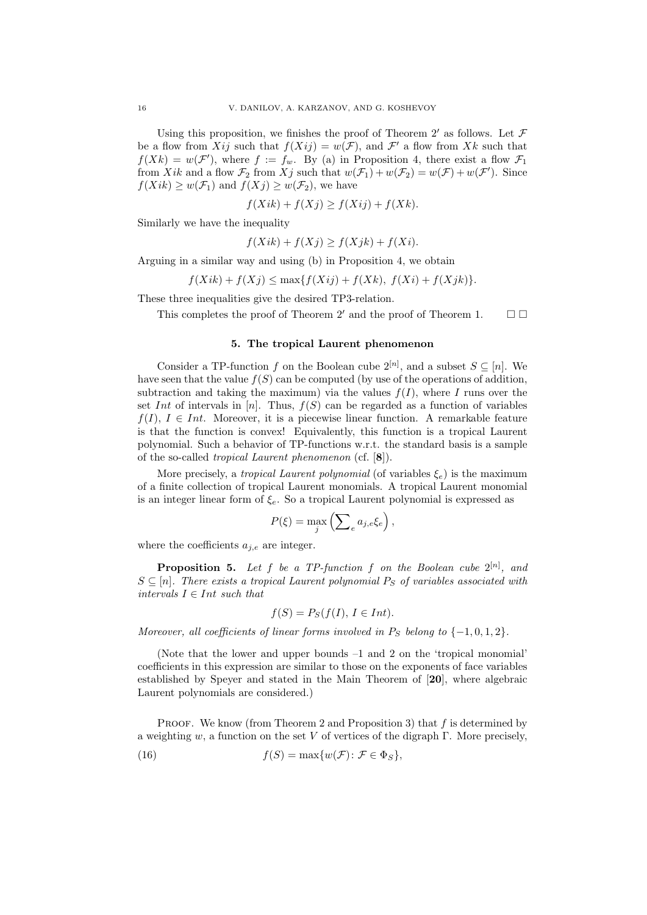Using this proposition, we finishes the proof of Theorem 2′ as follows. Let $\mathcal{F}$ be a flow from $Xij$ such that $f(Xij) = w(\mathcal{F})$, and $\mathcal{F}'$ a flow from $Xk$ such that $f(Xk) = w(\mathcal{F}')$, where $f := f_w$. By (a) in Proposition 4, there exist a flow $\mathcal{F}_1$ from $Xik$ and a flow $\mathcal{F}_2$ from $Xj$ such that $w(\mathcal{F}_1) + w(\mathcal{F}_2) = w(\mathcal{F}) + w(\mathcal{F}')$. Since $f(Xik) \ge w(\mathcal{F}_1)$ and $f(Xj) \ge w(\mathcal{F}_2)$, we have

$$f(Xik) + f(Xj) \ge f(Xij) + f(Xk).$$

Similarly we have the inequality

$$f(Xik) + f(Xj) \ge f(Xjk) + f(Xi).$$

Arguing in a similar way and using (b) in Proposition 4, we obtain

$$f(Xik) + f(Xj) \le \max\{f(Xij) + f(Xk),\ f(Xi) + f(Xjk)\}.$$

These three inequalities give the desired TP3-relation.

This completes the proof of Theorem 2′ and the proof of Theorem 1. □ □

## 5. The tropical Laurent phenomenon

Consider a TP-function $f$ on the Boolean cube $2^{[n]}$, and a subset $S \subseteq [n]$. We have seen that the value $f(S)$ can be computed (by use of the operations of addition, subtraction and taking the maximum) via the values $f(I)$, where $I$ runs over the set $Int$ of intervals in $[n]$. Thus, $f(S)$ can be regarded as a function of variables $f(I)$, $I \in Int$. Moreover, it is a piecewise linear function. A remarkable feature is that the function is convex! Equivalently, this function is a tropical Laurent polynomial. Such a behavior of TP-functions w.r.t. the standard basis is a sample of the so-called *tropical Laurent phenomenon* (cf. [**8**]).

More precisely, a *tropical Laurent polynomial* (of variables $\xi_e$) is the maximum of a finite collection of tropical Laurent monomials. A tropical Laurent monomial is an integer linear form of $\xi_e$. So a tropical Laurent polynomial is expressed as

$$P(\xi) = \max_j \left( \sum\nolimits_e a_{j,e}\xi_e \right),$$

where the coefficients $a_{j,e}$ are integer.

**Proposition 5.** *Let $f$ be a TP-function $f$ on the Boolean cube $2^{[n]}$, and $S \subseteq [n]$. There exists a tropical Laurent polynomial $P_S$ of variables associated with intervals $I \in Int$ such that*

$$f(S) = P_S(f(I),\, I \in Int).$$

*Moreover, all coefficients of linear forms involved in $P_S$ belong to $\{-1, 0, 1, 2\}$.*

(Note that the lower and upper bounds –1 and 2 on the 'tropical monomial' coefficients in this expression are similar to those on the exponents of face variables established by Speyer and stated in the Main Theorem of [**20**], where algebraic Laurent polynomials are considered.)

Proof. We know (from Theorem 2 and Proposition 3) that $f$ is determined by a weighting $w$, a function on the set $V$ of vertices of the digraph $\Gamma$. More precisely,

$$f(S) = \max\{w(\mathcal{F})\colon \mathcal{F} \in \Phi_S\}, \tag{16}$$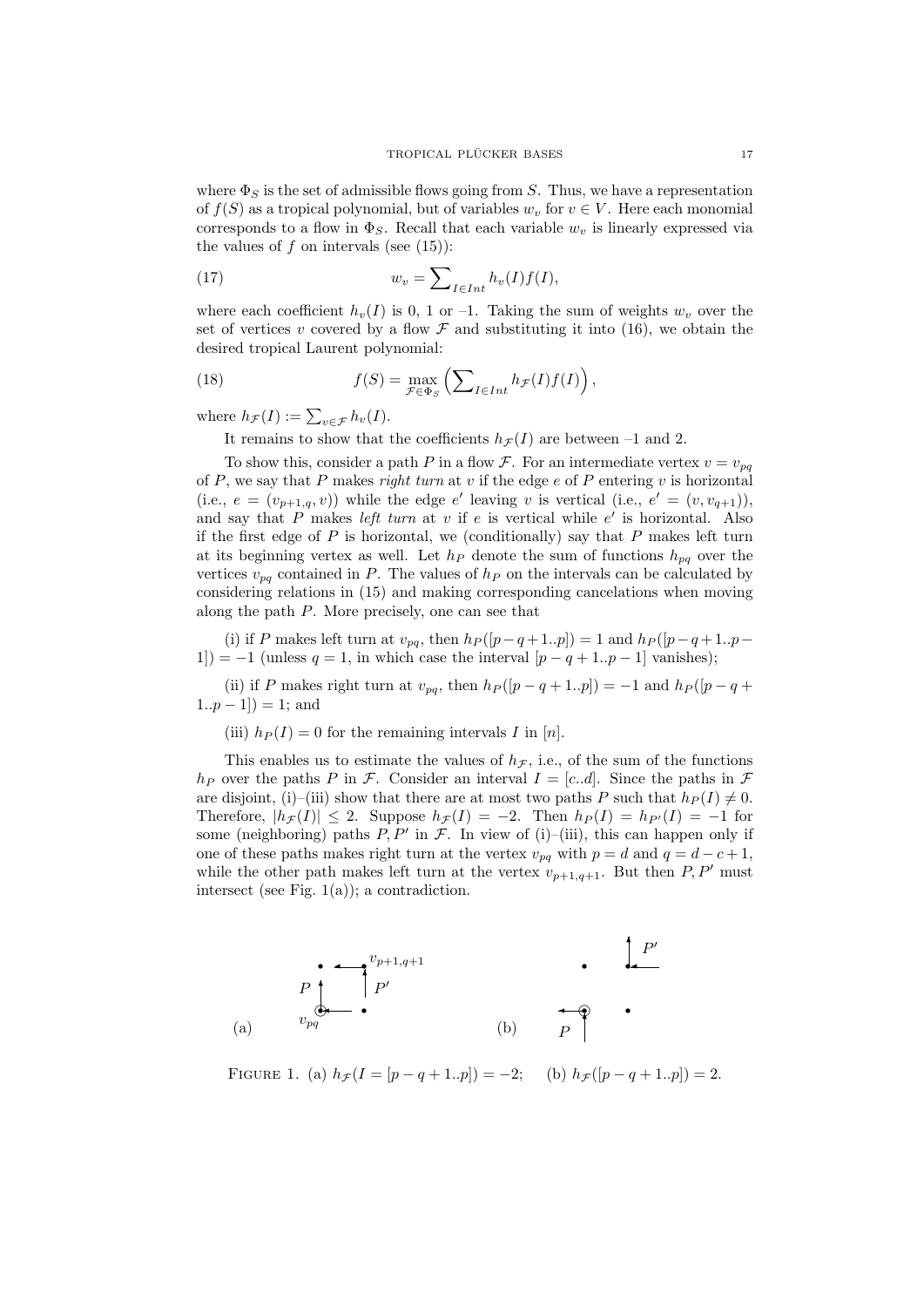where $\Phi_S$ is the set of admissible flows going from $S$. Thus, we have a representation of $f(S)$ as a tropical polynomial, but of variables $w_v$ for $v \in V$. Here each monomial corresponds to a flow in $\Phi_S$. Recall that each variable $w_v$ is linearly expressed via the values of $f$ on intervals (see (15)):

$$w_v = \sum\nolimits_{I \in Int} h_v(I) f(I), \tag{17}$$

where each coefficient $h_v(I)$ is 0, 1 or –1. Taking the sum of weights $w_v$ over the set of vertices $v$ covered by a flow $\mathcal{F}$ and substituting it into (16), we obtain the desired tropical Laurent polynomial:

$$f(S) = \max_{\mathcal{F} \in \Phi_S} \left( \sum\nolimits_{I \in Int} h_{\mathcal{F}}(I) f(I) \right), \tag{18}$$

where $h_{\mathcal{F}}(I) := \sum_{v \in \mathcal{F}} h_v(I)$.

It remains to show that the coefficients $h_{\mathcal{F}}(I)$ are between –1 and 2.

To show this, consider a path $P$ in a flow $\mathcal{F}$. For an intermediate vertex $v = v_{pq}$ of $P$, we say that $P$ makes *right turn* at $v$ if the edge $e$ of $P$ entering $v$ is horizontal (i.e., $e = (v_{p+1,q}, v)$) while the edge $e'$ leaving $v$ is vertical (i.e., $e' = (v, v_{q+1})$), and say that $P$ makes *left turn* at $v$ if $e$ is vertical while $e'$ is horizontal. Also if the first edge of $P$ is horizontal, we (conditionally) say that $P$ makes left turn at its beginning vertex as well. Let $h_P$ denote the sum of functions $h_{pq}$ over the vertices $v_{pq}$ contained in $P$. The values of $h_P$ on the intervals can be calculated by considering relations in (15) and making corresponding cancelations when moving along the path $P$. More precisely, one can see that

(i) if $P$ makes left turn at $v_{pq}$, then $h_P([p-q+1..p]) = 1$ and $h_P([p-q+1..p-1]) = -1$ (unless $q = 1$, in which case the interval $[p-q+1..p-1]$ vanishes);

(ii) if $P$ makes right turn at $v_{pq}$, then $h_P([p-q+1..p]) = -1$ and $h_P([p-q+1..p-1]) = 1$; and

(iii) $h_P(I) = 0$ for the remaining intervals $I$ in $[n]$.

This enables us to estimate the values of $h_{\mathcal{F}}$, i.e., of the sum of the functions $h_P$ over the paths $P$ in $\mathcal{F}$. Consider an interval $I = [c..d]$. Since the paths in $\mathcal{F}$ are disjoint, (i)–(iii) show that there are at most two paths $P$ such that $h_P(I) \neq 0$. Therefore, $|h_{\mathcal{F}}(I)| \leq 2$. Suppose $h_{\mathcal{F}}(I) = -2$. Then $h_P(I) = h_{P'}(I) = -1$ for some (neighboring) paths $P, P'$ in $\mathcal{F}$. In view of (i)–(iii), this can happen only if one of these paths makes right turn at the vertex $v_{pq}$ with $p = d$ and $q = d - c + 1$, while the other path makes left turn at the vertex $v_{p+1,q+1}$. But then $P, P'$ must intersect (see Fig. 1(a)); a contradiction.

FIGURE 1. (a) $h_{\mathcal{F}}(I = [p-q+1..p]) = -2$; (b) $h_{\mathcal{F}}([p-q+1..p]) = 2$.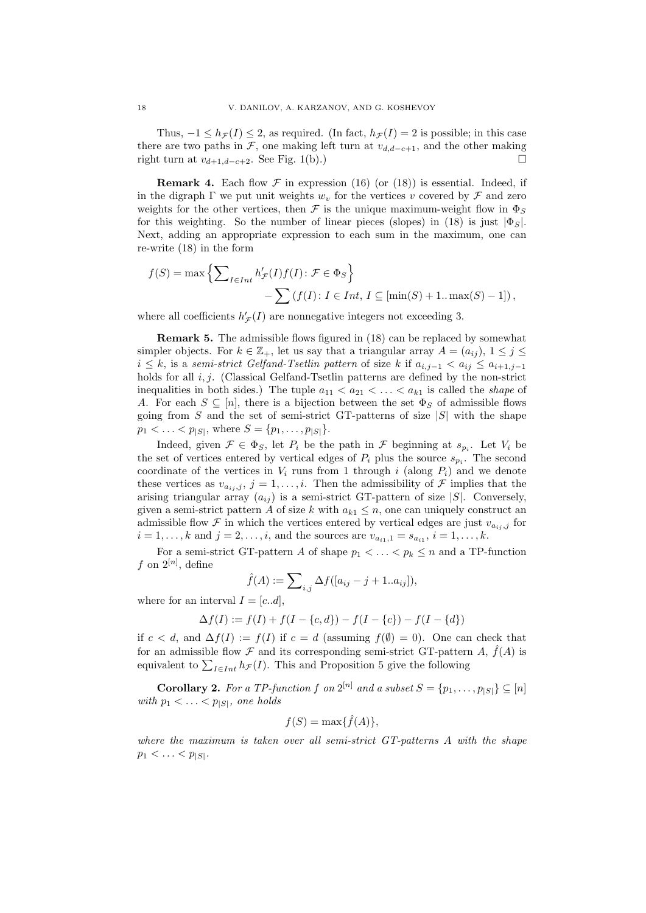Thus, $-1 \le h_{\mathcal{F}}(I) \le 2$, as required. (In fact, $h_{\mathcal{F}}(I) = 2$ is possible; in this case there are two paths in $\mathcal{F}$, one making left turn at $v_{d,d-c+1}$, and the other making right turn at $v_{d+1,d-c+2}$. See Fig. 1(b).) $\square$

**Remark 4.** Each flow $\mathcal{F}$ in expression (16) (or (18)) is essential. Indeed, if in the digraph $\Gamma$ we put unit weights $w_v$ for the vertices $v$ covered by $\mathcal{F}$ and zero weights for the other vertices, then $\mathcal{F}$ is the unique maximum-weight flow in $\Phi_S$ for this weighting. So the number of linear pieces (slopes) in (18) is just $|\Phi_S|$. Next, adding an appropriate expression to each sum in the maximum, one can re-write (18) in the form

$$f(S) = \max\Big\{\sum\nolimits_{I\in Int} h'_{\mathcal{F}}(I)f(I) \colon \mathcal{F} \in \Phi_S\Big\} \\ - \sum\left(f(I) \colon I \in Int,\ I \subseteq [\min(S)+1..\max(S)-1]\right),$$

where all coefficients $h'_{\mathcal{F}}(I)$ are nonnegative integers not exceeding 3.

**Remark 5.** The admissible flows figured in (18) can be replaced by somewhat simpler objects. For $k \in \mathbb{Z}_+$, let us say that a triangular array $A = (a_{ij})$, $1 \le j \le i \le k$, is a *semi-strict Gelfand-Tsetlin pattern* of size $k$ if $a_{i,j-1} < a_{ij} \le a_{i+1,j-1}$ holds for all $i, j$. (Classical Gelfand-Tsetlin patterns are defined by the non-strict inequalities in both sides.) The tuple $a_{11} < a_{21} < \ldots < a_{k1}$ is called the *shape* of $A$. For each $S \subseteq [n]$, there is a bijection between the set $\Phi_S$ of admissible flows going from $S$ and the set of semi-strict GT-patterns of size $|S|$ with the shape $p_1 < \ldots < p_{|S|}$, where $S = \{p_1, \ldots, p_{|S|}\}$.

Indeed, given $\mathcal{F} \in \Phi_S$, let $P_i$ be the path in $\mathcal{F}$ beginning at $s_{p_i}$. Let $V_i$ be the set of vertices entered by vertical edges of $P_i$ plus the source $s_{p_i}$. The second coordinate of the vertices in $V_i$ runs from 1 through $i$ (along $P_i$) and we denote these vertices as $v_{a_{ij},j}$, $j = 1, \ldots, i$. Then the admissibility of $\mathcal{F}$ implies that the arising triangular array $(a_{ij})$ is a semi-strict GT-pattern of size $|S|$. Conversely, given a semi-strict pattern $A$ of size $k$ with $a_{k1} \le n$, one can uniquely construct an admissible flow $\mathcal{F}$ in which the vertices entered by vertical edges are just $v_{a_{ij},j}$ for $i = 1, \ldots, k$ and $j = 2, \ldots, i$, and the sources are $v_{a_{i1},1} = s_{a_{i1}}$, $i = 1, \ldots, k$.

For a semi-strict GT-pattern $A$ of shape $p_1 < \ldots < p_k \le n$ and a TP-function $f$ on $2^{[n]}$, define

$$\hat{f}(A) := \sum\nolimits_{i,j} \Delta f([a_{ij} - j + 1..a_{ij}]),$$

where for an interval $I = [c..d]$,

$$\Delta f(I) := f(I) + f(I - \{c, d\}) - f(I - \{c\}) - f(I - \{d\})$$

if $c < d$, and $\Delta f(I) := f(I)$ if $c = d$ (assuming $f(\emptyset) = 0$). One can check that for an admissible flow $\mathcal{F}$ and its corresponding semi-strict GT-pattern $A$, $\hat{f}(A)$ is equivalent to $\sum_{I \in Int} h_{\mathcal{F}}(I)$. This and Proposition 5 give the following

**Corollary 2.** *For a TP-function $f$ on $2^{[n]}$ and a subset $S = \{p_1, \ldots, p_{|S|}\} \subseteq [n]$ with $p_1 < \ldots < p_{|S|}$, one holds*

$$f(S) = \max\{\hat{f}(A)\},$$

*where the maximum is taken over all semi-strict GT-patterns $A$ with the shape $p_1 < \ldots < p_{|S|}$.*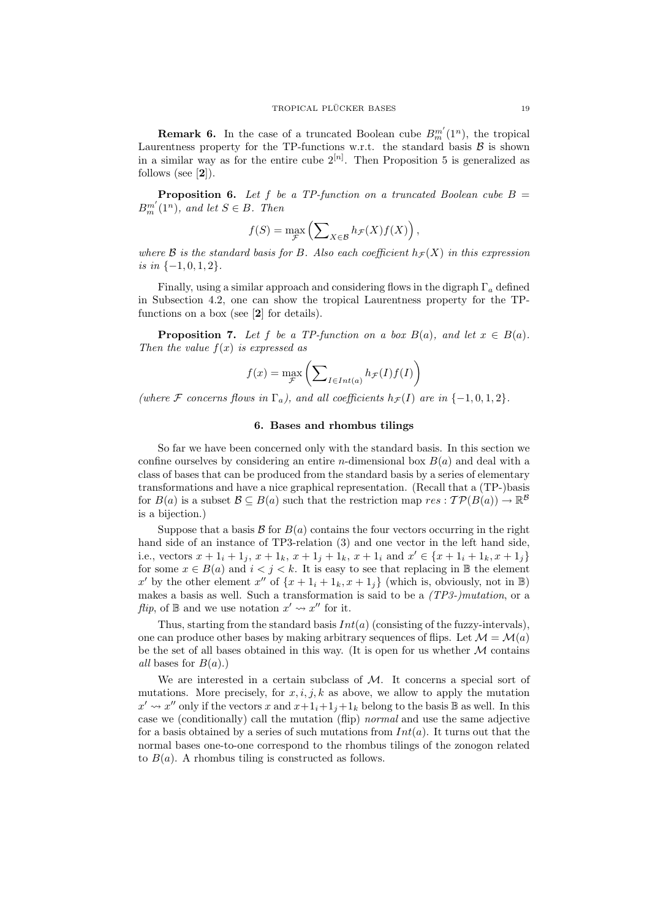**Remark 6.** In the case of a truncated Boolean cube $B_m^{m'}(1^n)$, the tropical Laurentness property for the TP-functions w.r.t. the standard basis $\mathcal{B}$ is shown in a similar way as for the entire cube $2^{[n]}$. Then Proposition 5 is generalized as follows (see [**2**]).

**Proposition 6.** *Let $f$ be a TP-function on a truncated Boolean cube $B = B_m^{m'}(1^n)$, and let $S \in B$. Then*

$$f(S) = \max_{\mathcal{F}} \left( \sum\nolimits_{X \in \mathcal{B}} h_{\mathcal{F}}(X) f(X) \right),$$

*where $\mathcal{B}$ is the standard basis for $B$. Also each coefficient $h_{\mathcal{F}}(X)$ in this expression is in $\{-1, 0, 1, 2\}$.*

Finally, using a similar approach and considering flows in the digraph $\Gamma_a$ defined in Subsection 4.2, one can show the tropical Laurentness property for the TP-functions on a box (see [**2**] for details).

**Proposition 7.** *Let $f$ be a TP-function on a box $B(a)$, and let $x \in B(a)$. Then the value $f(x)$ is expressed as*

$$f(x) = \max_{\mathcal{F}} \left( \sum\nolimits_{I \in Int(a)} h_{\mathcal{F}}(I) f(I) \right)$$

*(where $\mathcal{F}$ concerns flows in $\Gamma_a$), and all coefficients $h_{\mathcal{F}}(I)$ are in $\{-1, 0, 1, 2\}$.*

## 6. Bases and rhombus tilings

So far we have been concerned only with the standard basis. In this section we confine ourselves by considering an entire $n$-dimensional box $B(a)$ and deal with a class of bases that can be produced from the standard basis by a series of elementary transformations and have a nice graphical representation. (Recall that a (TP-)basis for $B(a)$ is a subset $\mathcal{B} \subseteq B(a)$ such that the restriction map $res : \mathcal{TP}(B(a)) \to \mathbb{R}^{\mathcal{B}}$ is a bijection.)

Suppose that a basis $\mathcal{B}$ for $B(a)$ contains the four vectors occurring in the right hand side of an instance of TP3-relation (3) and one vector in the left hand side, i.e., vectors $x + 1_i + 1_j$, $x + 1_k$, $x + 1_j + 1_k$, $x + 1_i$ and $x' \in \{x + 1_i + 1_k, x + 1_j\}$ for some $x \in B(a)$ and $i < j < k$. It is easy to see that replacing in $\mathbb{B}$ the element $x'$ by the other element $x''$ of $\{x + 1_i + 1_k, x + 1_j\}$ (which is, obviously, not in $\mathbb{B}$) makes a basis as well. Such a transformation is said to be a *(TP3-)mutation*, or a *flip*, of $\mathbb{B}$ and we use notation $x' \rightsquigarrow x''$ for it.

Thus, starting from the standard basis $Int(a)$ (consisting of the fuzzy-intervals), one can produce other bases by making arbitrary sequences of flips. Let $\mathcal{M} = \mathcal{M}(a)$ be the set of all bases obtained in this way. (It is open for us whether $\mathcal{M}$ contains *all* bases for $B(a)$.)

We are interested in a certain subclass of $\mathcal{M}$. It concerns a special sort of mutations. More precisely, for $x, i, j, k$ as above, we allow to apply the mutation $x' \rightsquigarrow x''$ only if the vectors $x$ and $x+1_i+1_j+1_k$ belong to the basis $\mathbb{B}$ as well. In this case we (conditionally) call the mutation (flip) *normal* and use the same adjective for a basis obtained by a series of such mutations from $Int(a)$. It turns out that the normal bases one-to-one correspond to the rhombus tilings of the zonogon related to $B(a)$. A rhombus tiling is constructed as follows.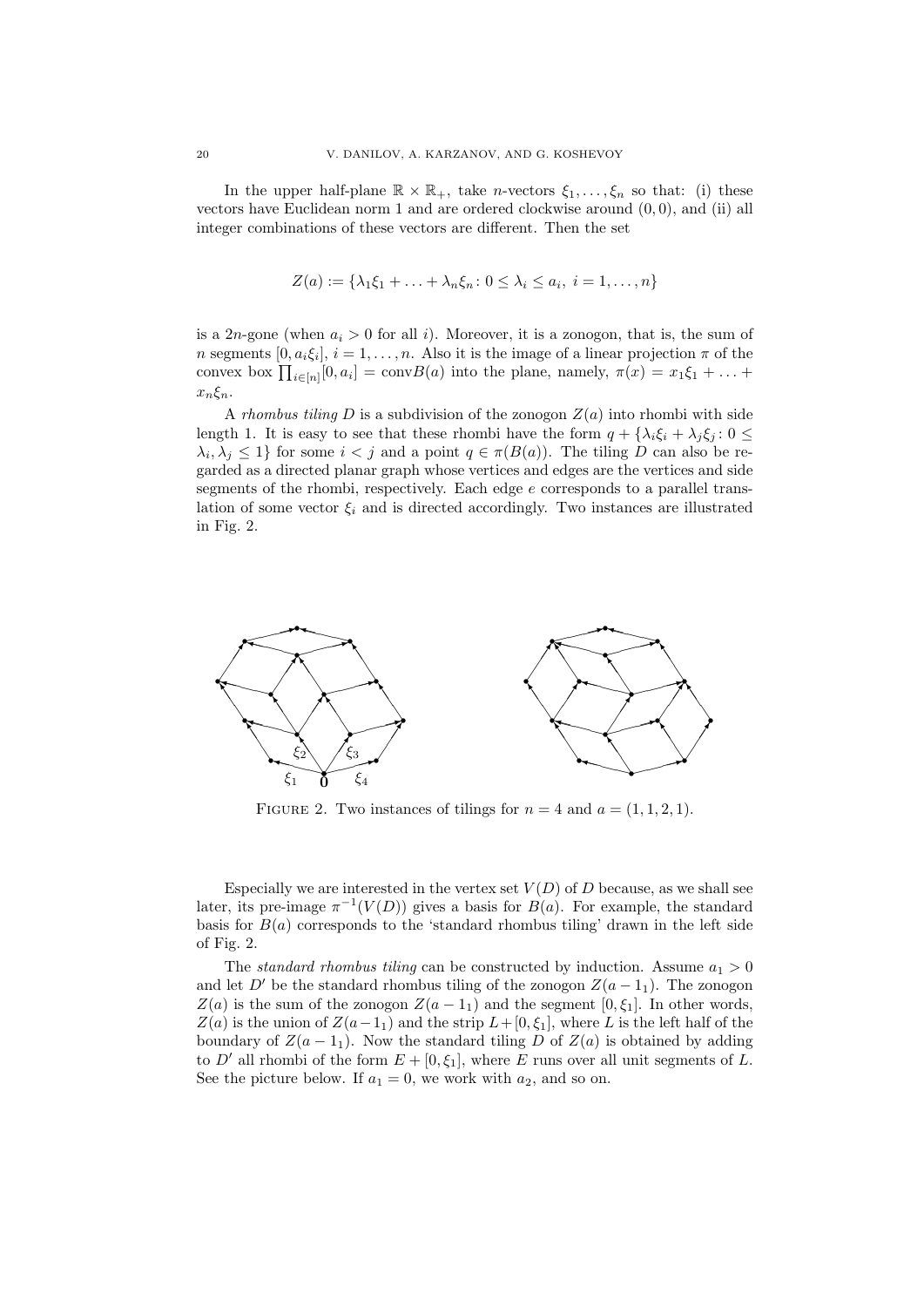In the upper half-plane $\mathbb{R} \times \mathbb{R}_+$, take $n$-vectors $\xi_1, \ldots, \xi_n$ so that: (i) these vectors have Euclidean norm 1 and are ordered clockwise around $(0,0)$, and (ii) all integer combinations of these vectors are different. Then the set

$$Z(a) := \{\lambda_1\xi_1 + \ldots + \lambda_n\xi_n \colon 0 \le \lambda_i \le a_i,\ i = 1, \ldots, n\}$$

is a $2n$-gone (when $a_i > 0$ for all $i$). Moreover, it is a zonogon, that is, the sum of $n$ segments $[0, a_i\xi_i]$, $i = 1, \ldots, n$. Also it is the image of a linear projection $\pi$ of the convex box $\prod_{i\in[n]}[0, a_i] = \mathrm{conv}B(a)$ into the plane, namely, $\pi(x) = x_1\xi_1 + \ldots + x_n\xi_n$.

A *rhombus tiling* $D$ is a subdivision of the zonogon $Z(a)$ into rhombi with side length 1. It is easy to see that these rhombi have the form $q + \{\lambda_i\xi_i + \lambda_j\xi_j \colon 0 \le \lambda_i, \lambda_j \le 1\}$ for some $i < j$ and a point $q \in \pi(B(a))$. The tiling $D$ can also be regarded as a directed planar graph whose vertices and edges are the vertices and side segments of the rhombi, respectively. Each edge $e$ corresponds to a parallel translation of some vector $\xi_i$ and is directed accordingly. Two instances are illustrated in Fig. 2.

FIGURE 2. Two instances of tilings for $n = 4$ and $a = (1, 1, 2, 1)$.

Especially we are interested in the vertex set $V(D)$ of $D$ because, as we shall see later, its pre-image $\pi^{-1}(V(D))$ gives a basis for $B(a)$. For example, the standard basis for $B(a)$ corresponds to the 'standard rhombus tiling' drawn in the left side of Fig. 2.

The *standard rhombus tiling* can be constructed by induction. Assume $a_1 > 0$ and let $D'$ be the standard rhombus tiling of the zonogon $Z(a - 1_1)$. The zonogon $Z(a)$ is the sum of the zonogon $Z(a - 1_1)$ and the segment $[0, \xi_1]$. In other words, $Z(a)$ is the union of $Z(a - 1_1)$ and the strip $L + [0, \xi_1]$, where $L$ is the left half of the boundary of $Z(a - 1_1)$. Now the standard tiling $D$ of $Z(a)$ is obtained by adding to $D'$ all rhombi of the form $E + [0, \xi_1]$, where $E$ runs over all unit segments of $L$. See the picture below. If $a_1 = 0$, we work with $a_2$, and so on.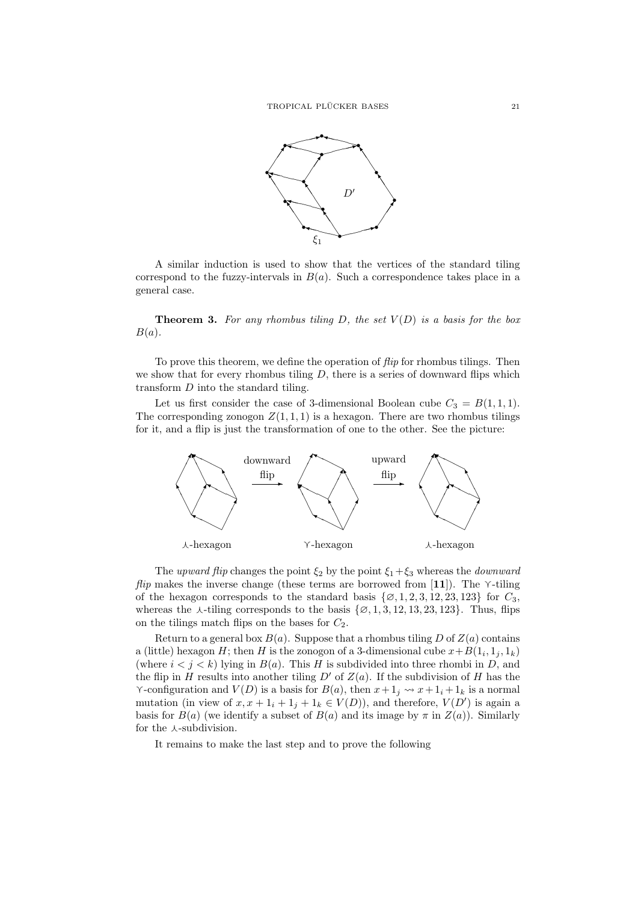A similar induction is used to show that the vertices of the standard tiling correspond to the fuzzy-intervals in $B(a)$. Such a correspondence takes place in a general case.

**Theorem 3.** *For any rhombus tiling $D$, the set $V(D)$ is a basis for the box $B(a)$.*

To prove this theorem, we define the operation of *flip* for rhombus tilings. Then we show that for every rhombus tiling $D$, there is a series of downward flips which transform $D$ into the standard tiling.

Let us first consider the case of 3-dimensional Boolean cube $C_3 = B(1,1,1)$. The corresponding zonogon $Z(1,1,1)$ is a hexagon. There are two rhombus tilings for it, and a flip is just the transformation of one to the other. See the picture:

The *upward flip* changes the point $\xi_2$ by the point $\xi_1 + \xi_3$ whereas the *downward flip* makes the inverse change (these terms are borrowed from [**11**]). The $\curlyvee$-tiling of the hexagon corresponds to the standard basis $\{\varnothing, 1, 2, 3, 12, 23, 123\}$ for $C_3$, whereas the $\curlywedge$-tiling corresponds to the basis $\{\varnothing, 1, 3, 12, 13, 23, 123\}$. Thus, flips on the tilings match flips on the bases for $C_2$.

Return to a general box $B(a)$. Suppose that a rhombus tiling $D$ of $Z(a)$ contains a (little) hexagon $H$; then $H$ is the zonogon of a 3-dimensional cube $x + B(1_i, 1_j, 1_k)$ (where $i < j < k$) lying in $B(a)$. This $H$ is subdivided into three rhombi in $D$, and the flip in $H$ results into another tiling $D'$ of $Z(a)$. If the subdivision of $H$ has the $\curlyvee$-configuration and $V(D)$ is a basis for $B(a)$, then $x + 1_j \rightsquigarrow x + 1_i + 1_k$ is a normal mutation (in view of $x, x + 1_i + 1_j + 1_k \in V(D)$), and therefore, $V(D')$ is again a basis for $B(a)$ (we identify a subset of $B(a)$ and its image by $\pi$ in $Z(a)$). Similarly for the $\curlywedge$-subdivision.

It remains to make the last step and to prove the following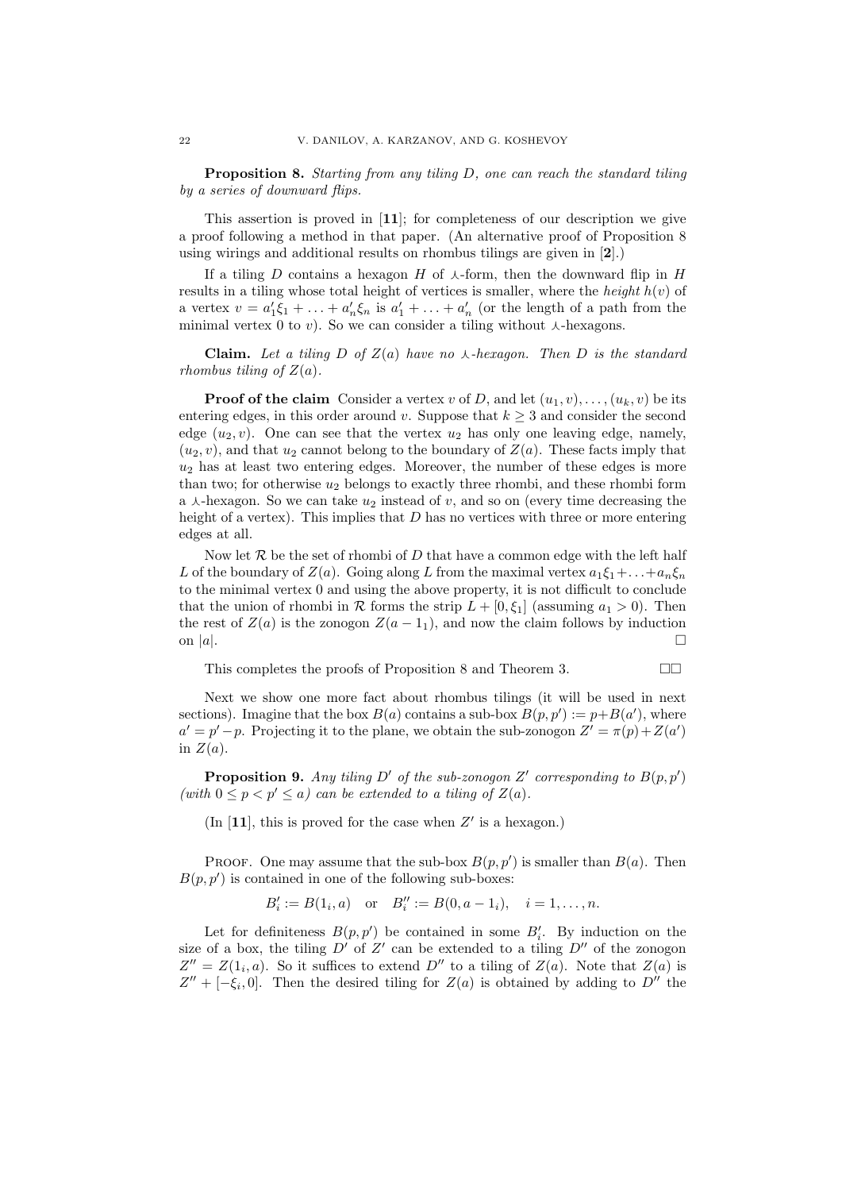**Proposition 8.** *Starting from any tiling $D$, one can reach the standard tiling by a series of downward flips.*

This assertion is proved in [**11**]; for completeness of our description we give a proof following a method in that paper. (An alternative proof of Proposition 8 using wirings and additional results on rhombus tilings are given in [**2**].)

If a tiling $D$ contains a hexagon $H$ of $\curlywedge$-form, then the downward flip in $H$ results in a tiling whose total height of vertices is smaller, where the *height* $h(v)$ of a vertex $v = a'_1\xi_1 + \ldots + a'_n\xi_n$ is $a'_1 + \ldots + a'_n$ (or the length of a path from the minimal vertex 0 to $v$). So we can consider a tiling without $\curlywedge$-hexagons.

**Claim.** *Let a tiling $D$ of $Z(a)$ have no $\curlywedge$-hexagon. Then $D$ is the standard rhombus tiling of $Z(a)$.*

**Proof of the claim** Consider a vertex $v$ of $D$, and let $(u_1, v), \ldots, (u_k, v)$ be its entering edges, in this order around $v$. Suppose that $k \geq 3$ and consider the second edge $(u_2, v)$. One can see that the vertex $u_2$ has only one leaving edge, namely, $(u_2, v)$, and that $u_2$ cannot belong to the boundary of $Z(a)$. These facts imply that $u_2$ has at least two entering edges. Moreover, the number of these edges is more than two; for otherwise $u_2$ belongs to exactly three rhombi, and these rhombi form a $\curlywedge$-hexagon. So we can take $u_2$ instead of $v$, and so on (every time decreasing the height of a vertex). This implies that $D$ has no vertices with three or more entering edges at all.

Now let $\mathcal{R}$ be the set of rhombi of $D$ that have a common edge with the left half $L$ of the boundary of $Z(a)$. Going along $L$ from the maximal vertex $a_1\xi_1 + \ldots + a_n\xi_n$ to the minimal vertex 0 and using the above property, it is not difficult to conclude that the union of rhombi in $\mathcal{R}$ forms the strip $L + [0, \xi_1]$ (assuming $a_1 > 0$). Then the rest of $Z(a)$ is the zonogon $Z(a - 1_1)$, and now the claim follows by induction on $|a|$. $\square$

This completes the proofs of Proposition 8 and Theorem 3. $\square\square$

Next we show one more fact about rhombus tilings (it will be used in next sections). Imagine that the box $B(a)$ contains a sub-box $B(p, p') := p + B(a')$, where $a' = p' - p$. Projecting it to the plane, we obtain the sub-zonogon $Z' = \pi(p) + Z(a')$ in $Z(a)$.

**Proposition 9.** *Any tiling $D'$ of the sub-zonogon $Z'$ corresponding to $B(p, p')$ (with $0 \leq p < p' \leq a$) can be extended to a tiling of $Z(a)$.*

(In [**11**], this is proved for the case when $Z'$ is a hexagon.)

Proof. One may assume that the sub-box $B(p, p')$ is smaller than $B(a)$. Then $B(p, p')$ is contained in one of the following sub-boxes:

$$B'_i := B(1_i, a) \quad \text{or} \quad B''_i := B(0, a - 1_i), \quad i = 1, \ldots, n.$$

Let for definiteness $B(p, p')$ be contained in some $B'_i$. By induction on the size of a box, the tiling $D'$ of $Z'$ can be extended to a tiling $D''$ of the zonogon $Z'' = Z(1_i, a)$. So it suffices to extend $D''$ to a tiling of $Z(a)$. Note that $Z(a)$ is $Z'' + [-\xi_i, 0]$. Then the desired tiling for $Z(a)$ is obtained by adding to $D''$ the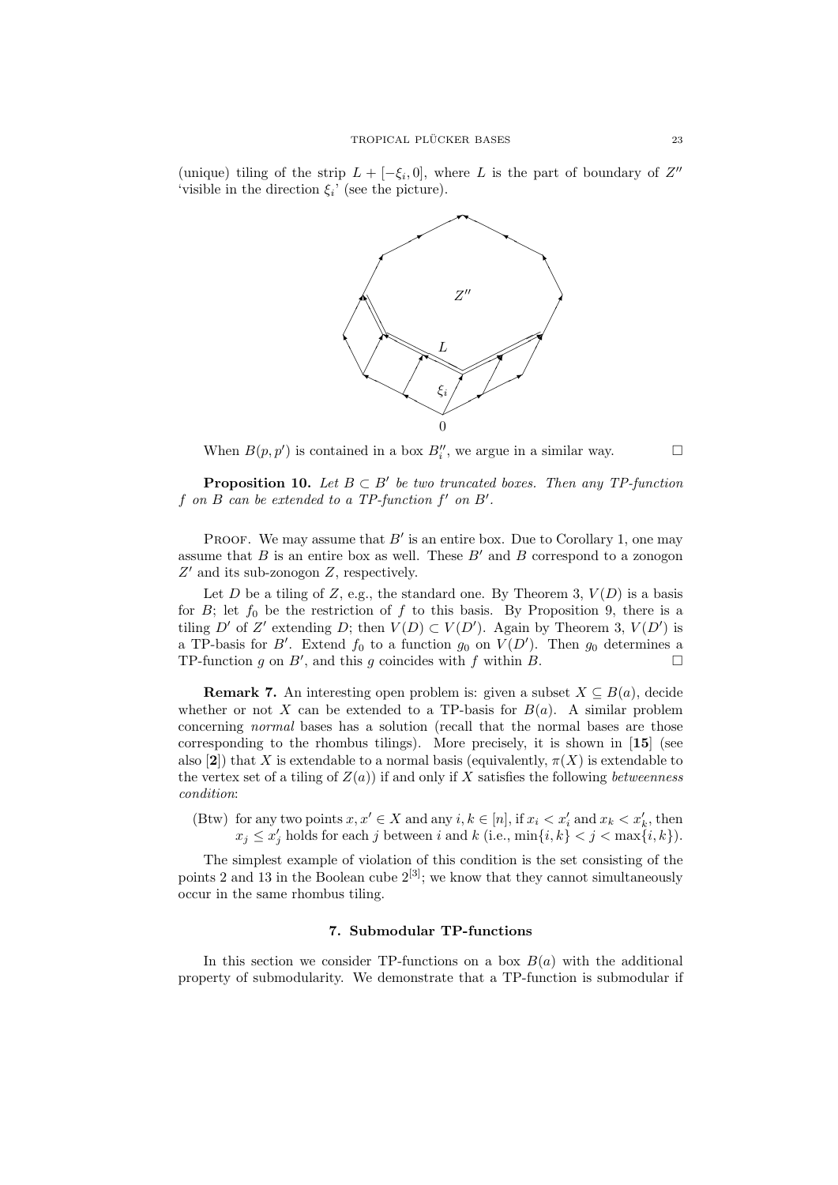(unique) tiling of the strip $L + [-\xi_i, 0]$, where $L$ is the part of boundary of $Z''$ 'visible in the direction $\xi_i$' (see the picture).

When $B(p, p')$ is contained in a box $B''_i$, we argue in a similar way. $\square$

**Proposition 10.** *Let $B \subset B'$ be two truncated boxes. Then any TP-function $f$ on $B$ can be extended to a TP-function $f'$ on $B'$.*

PROOF. We may assume that $B'$ is an entire box. Due to Corollary 1, one may assume that $B$ is an entire box as well. These $B'$ and $B$ correspond to a zonogon $Z'$ and its sub-zonogon $Z$, respectively.

Let $D$ be a tiling of $Z$, e.g., the standard one. By Theorem 3, $V(D)$ is a basis for $B$; let $f_0$ be the restriction of $f$ to this basis. By Proposition 9, there is a tiling $D'$ of $Z'$ extending $D$; then $V(D) \subset V(D')$. Again by Theorem 3, $V(D')$ is a TP-basis for $B'$. Extend $f_0$ to a function $g_0$ on $V(D')$. Then $g_0$ determines a TP-function $g$ on $B'$, and this $g$ coincides with $f$ within $B$. $\square$

**Remark 7.** An interesting open problem is: given a subset $X \subseteq B(a)$, decide whether or not $X$ can be extended to a TP-basis for $B(a)$. A similar problem concerning *normal* bases has a solution (recall that the normal bases are those corresponding to the rhombus tilings). More precisely, it is shown in [**15**] (see also [**2**]) that $X$ is extendable to a normal basis (equivalently, $\pi(X)$ is extendable to the vertex set of a tiling of $Z(a)$) if and only if $X$ satisfies the following *betweenness condition*:

(Btw) for any two points $x, x' \in X$ and any $i, k \in [n]$, if $x_i < x'_i$ and $x_k < x'_k$, then $x_j \le x'_j$ holds for each $j$ between $i$ and $k$ (i.e., $\min\{i, k\} < j < \max\{i, k\}$).

The simplest example of violation of this condition is the set consisting of the points 2 and 13 in the Boolean cube $2^{[3]}$; we know that they cannot simultaneously occur in the same rhombus tiling.

## 7. Submodular TP-functions

In this section we consider TP-functions on a box $B(a)$ with the additional property of submodularity. We demonstrate that a TP-function is submodular if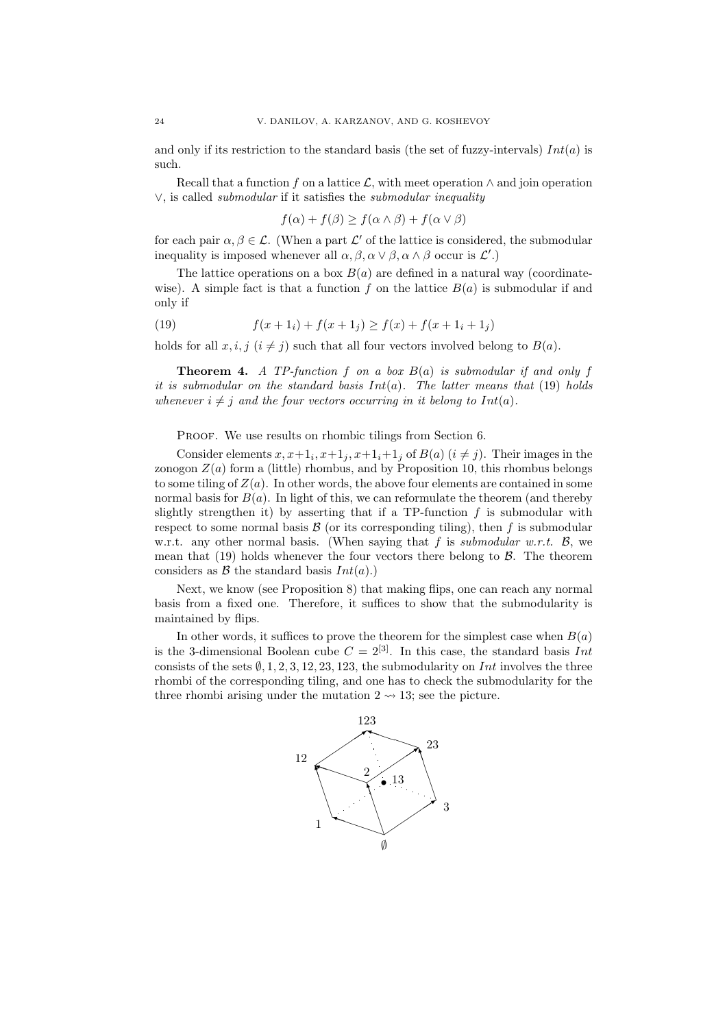and only if its restriction to the standard basis (the set of fuzzy-intervals) $Int(a)$ is such.

Recall that a function $f$ on a lattice $\mathcal{L}$, with meet operation $\wedge$ and join operation $\vee$, is called *submodular* if it satisfies the *submodular inequality*

$$f(\alpha) + f(\beta) \geq f(\alpha \wedge \beta) + f(\alpha \vee \beta)$$

for each pair $\alpha, \beta \in \mathcal{L}$. (When a part $\mathcal{L}'$ of the lattice is considered, the submodular inequality is imposed whenever all $\alpha, \beta, \alpha \vee \beta, \alpha \wedge \beta$ occur is $\mathcal{L}'$.)

The lattice operations on a box $B(a)$ are defined in a natural way (coordinatewise). A simple fact is that a function $f$ on the lattice $B(a)$ is submodular if and only if

$$f(x + 1_i) + f(x + 1_j) \geq f(x) + f(x + 1_i + 1_j) \tag{19}$$

holds for all $x, i, j$ ($i \neq j$) such that all four vectors involved belong to $B(a)$.

**Theorem 4.** *A TP-function $f$ on a box $B(a)$ is submodular if and only f it is submodular on the standard basis $Int(a)$. The latter means that (19) holds whenever $i \neq j$ and the four vectors occurring in it belong to $Int(a)$.*

Proof. We use results on rhombic tilings from Section 6.

Consider elements $x, x+1_i, x+1_j, x+1_i+1_j$ of $B(a)$ ($i \neq j$). Their images in the zonogon $Z(a)$ form a (little) rhombus, and by Proposition 10, this rhombus belongs to some tiling of $Z(a)$. In other words, the above four elements are contained in some normal basis for $B(a)$. In light of this, we can reformulate the theorem (and thereby slightly strengthen it) by asserting that if a TP-function $f$ is submodular with respect to some normal basis $\mathcal{B}$ (or its corresponding tiling), then $f$ is submodular w.r.t. any other normal basis. (When saying that $f$ is *submodular w.r.t.* $\mathcal{B}$, we mean that (19) holds whenever the four vectors there belong to $\mathcal{B}$. The theorem considers as $\mathcal{B}$ the standard basis $Int(a)$.)

Next, we know (see Proposition 8) that making flips, one can reach any normal basis from a fixed one. Therefore, it suffices to show that the submodularity is maintained by flips.

In other words, it suffices to prove the theorem for the simplest case when $B(a)$ is the 3-dimensional Boolean cube $C = 2^{[3]}$. In this case, the standard basis $Int$ consists of the sets $\emptyset, 1, 2, 3, 12, 23, 123$, the submodularity on $Int$ involves the three rhombi of the corresponding tiling, and one has to check the submodularity for the three rhombi arising under the mutation $2 \rightsquigarrow 13$; see the picture.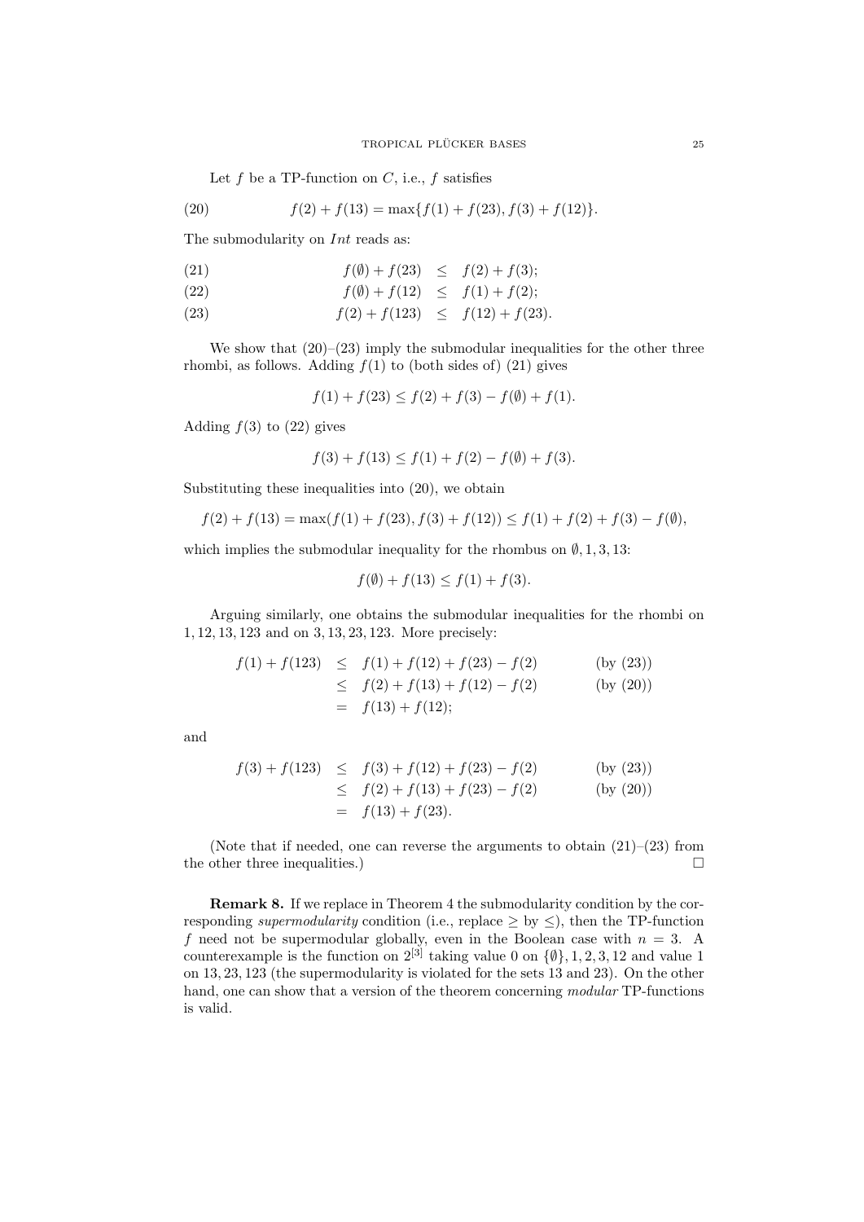Let $f$ be a TP-function on $C$, i.e., $f$ satisfies

$$f(2) + f(13) = \max\{f(1) + f(23), f(3) + f(12)\}. \tag{20}$$

The submodularity on $Int$ reads as:

$$f(\emptyset) + f(23) \leq f(2) + f(3); \tag{21}$$

$$f(\emptyset) + f(12) \leq f(1) + f(2); \tag{22}$$

$$f(2) + f(123) \leq f(12) + f(23). \tag{23}$$

We show that (20)–(23) imply the submodular inequalities for the other three rhombi, as follows. Adding $f(1)$ to (both sides of) (21) gives

$$f(1) + f(23) \leq f(2) + f(3) - f(\emptyset) + f(1).$$

Adding $f(3)$ to (22) gives

$$f(3) + f(13) \leq f(1) + f(2) - f(\emptyset) + f(3).$$

Substituting these inequalities into (20), we obtain

$$f(2) + f(13) = \max(f(1) + f(23), f(3) + f(12)) \leq f(1) + f(2) + f(3) - f(\emptyset),$$

which implies the submodular inequality for the rhombus on $\emptyset, 1, 3, 13$:

$$f(\emptyset) + f(13) \leq f(1) + f(3).$$

Arguing similarly, one obtains the submodular inequalities for the rhombi on $1, 12, 13, 123$ and on $3, 13, 23, 123$. More precisely:

$$\begin{aligned} f(1) + f(123) &\leq f(1) + f(12) + f(23) - f(2) && \text{(by (23))} \\ &\leq f(2) + f(13) + f(12) - f(2) && \text{(by (20))} \\ &= f(13) + f(12); \end{aligned}$$

and

$$\begin{aligned} f(3) + f(123) &\leq f(3) + f(12) + f(23) - f(2) && \text{(by (23))} \\ &\leq f(2) + f(13) + f(23) - f(2) && \text{(by (20))} \\ &= f(13) + f(23). \end{aligned}$$

(Note that if needed, one can reverse the arguments to obtain (21)–(23) from the other three inequalities.) $\square$

**Remark 8.** If we replace in Theorem 4 the submodularity condition by the corresponding *supermodularity* condition (i.e., replace $\geq$ by $\leq$), then the TP-function $f$ need not be supermodular globally, even in the Boolean case with $n = 3$. A counterexample is the function on $2^{[3]}$ taking value 0 on $\{\emptyset\}, 1, 2, 3, 12$ and value 1 on $13, 23, 123$ (the supermodularity is violated for the sets 13 and 23). On the other hand, one can show that a version of the theorem concerning *modular* TP-functions is valid.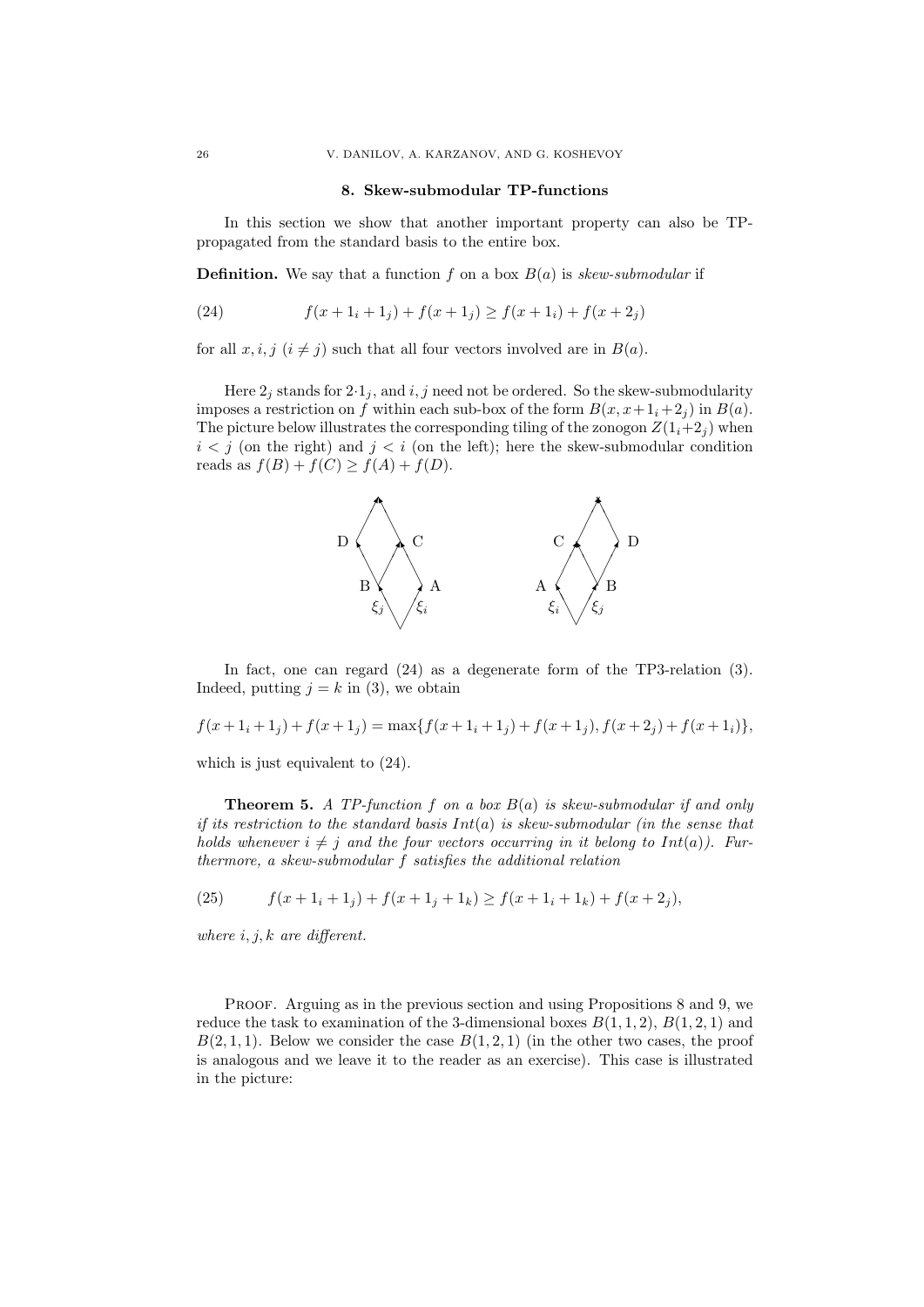## 8. Skew-submodular TP-functions

In this section we show that another important property can also be TP-propagated from the standard basis to the entire box.

**Definition.** We say that a function $f$ on a box $B(a)$ is *skew-submodular* if

$$f(x+1_i+1_j)+f(x+1_j) \geq f(x+1_i)+f(x+2_j) \tag{24}$$

for all $x, i, j$ ($i \neq j$) such that all four vectors involved are in $B(a)$.

Here $2_j$ stands for $2 \cdot 1_j$, and $i, j$ need not be ordered. So the skew-submodularity imposes a restriction on $f$ within each sub-box of the form $B(x, x+1_i+2_j)$ in $B(a)$. The picture below illustrates the corresponding tiling of the zonogon $Z(1_i+2_j)$ when $i < j$ (on the right) and $j < i$ (on the left); here the skew-submodular condition reads as $f(B)+f(C) \geq f(A)+f(D)$.

In fact, one can regard (24) as a degenerate form of the TP3-relation (3). Indeed, putting $j = k$ in (3), we obtain

$$f(x+1_i+1_j)+f(x+1_j) = \max\{f(x+1_i+1_j)+f(x+1_j), f(x+2_j)+f(x+1_i)\},$$

which is just equivalent to (24).

**Theorem 5.** *A TP-function $f$ on a box $B(a)$ is skew-submodular if and only if its restriction to the standard basis $Int(a)$ is skew-submodular (in the sense that holds whenever $i \neq j$ and the four vectors occurring in it belong to $Int(a)$). Furthermore, a skew-submodular $f$ satisfies the additional relation*

$$f(x+1_i+1_j)+f(x+1_j+1_k) \geq f(x+1_i+1_k)+f(x+2_j), \tag{25}$$

*where $i, j, k$ are different.*

Proof. Arguing as in the previous section and using Propositions 8 and 9, we reduce the task to examination of the 3-dimensional boxes $B(1,1,2)$, $B(1,2,1)$ and $B(2,1,1)$. Below we consider the case $B(1,2,1)$ (in the other two cases, the proof is analogous and we leave it to the reader as an exercise). This case is illustrated in the picture: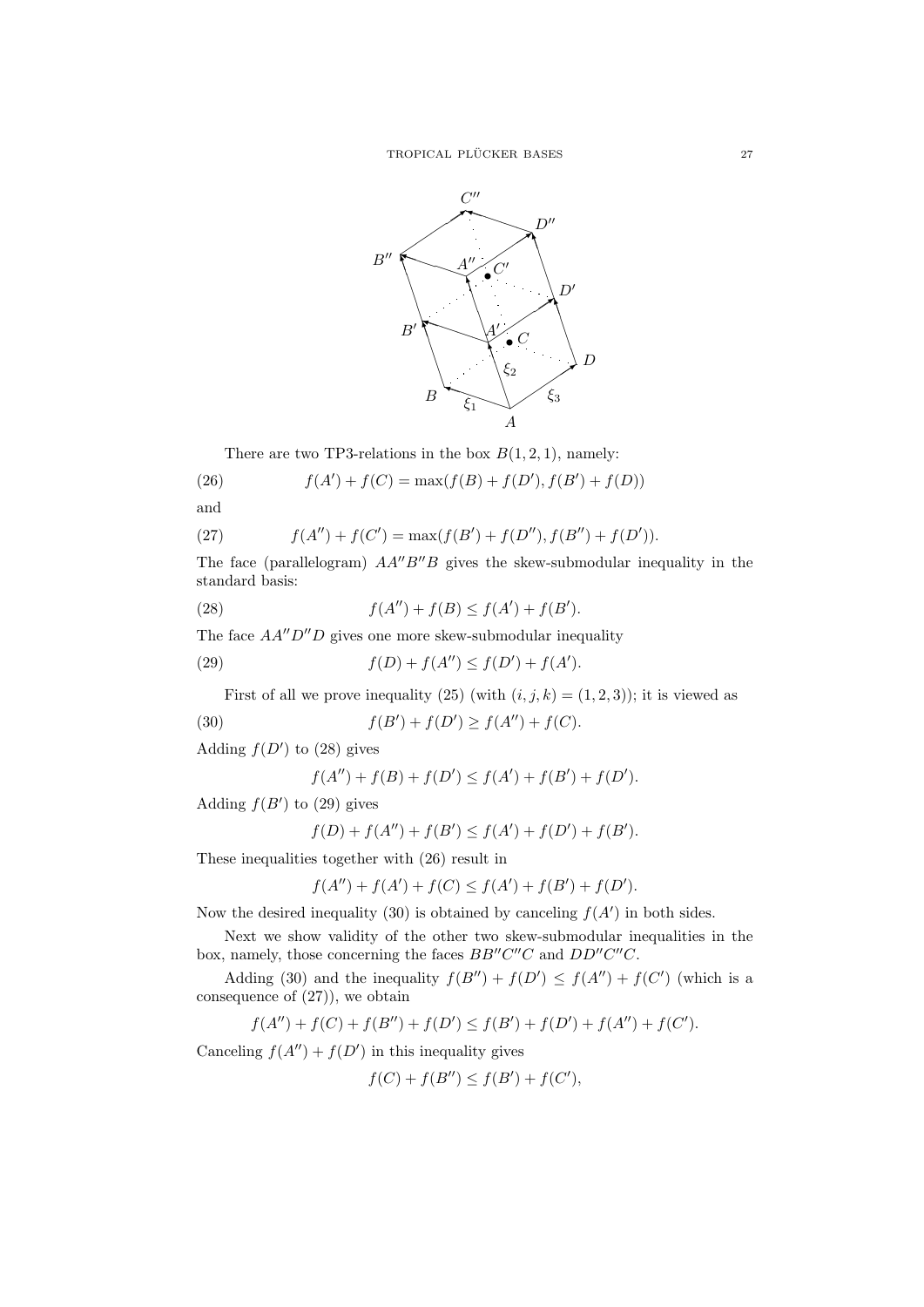There are two TP3-relations in the box $B(1,2,1)$, namely:

$$f(A') + f(C) = \max(f(B) + f(D'), f(B') + f(D)) \tag{26}$$

and

$$f(A'') + f(C') = \max(f(B') + f(D''), f(B'') + f(D')). \tag{27}$$

The face (parallelogram) $AA''B''B$ gives the skew-submodular inequality in the standard basis:

$$f(A'') + f(B) \leq f(A') + f(B'). \tag{28}$$

The face $AA''D''D$ gives one more skew-submodular inequality

$$f(D) + f(A'') \leq f(D') + f(A'). \tag{29}$$

First of all we prove inequality (25) (with $(i,j,k) = (1,2,3)$); it is viewed as

$$f(B') + f(D') \geq f(A'') + f(C). \tag{30}$$

Adding $f(D')$ to (28) gives

$$f(A'') + f(B) + f(D') \leq f(A') + f(B') + f(D').$$

Adding $f(B')$ to (29) gives

$$f(D) + f(A'') + f(B') \leq f(A') + f(D') + f(B').$$

These inequalities together with (26) result in

$$f(A'') + f(A') + f(C) \leq f(A') + f(B') + f(D').$$

Now the desired inequality (30) is obtained by canceling $f(A')$ in both sides.

Next we show validity of the other two skew-submodular inequalities in the box, namely, those concerning the faces $BB''C''C$ and $DD''C''C$.

Adding (30) and the inequality $f(B'') + f(D') \leq f(A'') + f(C')$ (which is a consequence of (27)), we obtain

$$f(A'') + f(C) + f(B'') + f(D') \leq f(B') + f(D') + f(A'') + f(C').$$

Canceling $f(A'') + f(D')$ in this inequality gives

$$f(C) + f(B'') \leq f(B') + f(C'),$$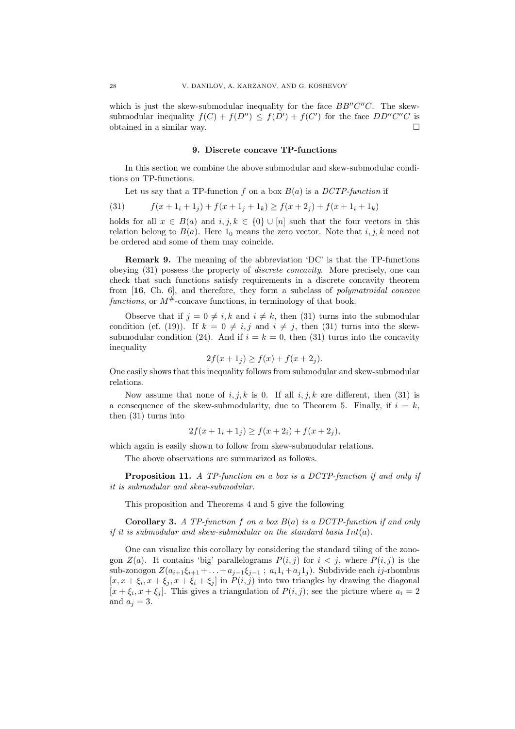which is just the skew-submodular inequality for the face $BB''C''C$. The skew-submodular inequality $f(C) + f(D'') \le f(D') + f(C')$ for the face $DD''C''C$ is obtained in a similar way. $\square$

## 9. Discrete concave TP-functions

In this section we combine the above submodular and skew-submodular conditions on TP-functions.

Let us say that a TP-function $f$ on a box $B(a)$ is a *DCTP-function* if

$$f(x + 1_i + 1_j) + f(x + 1_j + 1_k) \ge f(x + 2_j) + f(x + 1_i + 1_k) \tag{31}$$

holds for all $x \in B(a)$ and $i, j, k \in \{0\} \cup [n]$ such that the four vectors in this relation belong to $B(a)$. Here $1_0$ means the zero vector. Note that $i, j, k$ need not be ordered and some of them may coincide.

**Remark 9.** The meaning of the abbreviation 'DC' is that the TP-functions obeying (31) possess the property of *discrete concavity*. More precisely, one can check that such functions satisfy requirements in a discrete concavity theorem from [**16**, Ch. 6], and therefore, they form a subclass of *polymatroidal concave functions*, or $M^\#$-concave functions, in terminology of that book.

Observe that if $j = 0 \ne i, k$ and $i \ne k$, then (31) turns into the submodular condition (cf. (19)). If $k = 0 \ne i, j$ and $i \ne j$, then (31) turns into the skew-submodular condition (24). And if $i = k = 0$, then (31) turns into the concavity inequality

$$2f(x + 1_j) \ge f(x) + f(x + 2_j).$$

One easily shows that this inequality follows from submodular and skew-submodular relations.

Now assume that none of $i, j, k$ is 0. If all $i, j, k$ are different, then (31) is a consequence of the skew-submodularity, due to Theorem 5. Finally, if $i = k$, then (31) turns into

$$2f(x + 1_i + 1_j) \ge f(x + 2_i) + f(x + 2_j),$$

which again is easily shown to follow from skew-submodular relations.

The above observations are summarized as follows.

**Proposition 11.** *A TP-function on a box is a DCTP-function if and only if it is submodular and skew-submodular.*

This proposition and Theorems 4 and 5 give the following

**Corollary 3.** *A TP-function $f$ on a box $B(a)$ is a DCTP-function if and only if it is submodular and skew-submodular on the standard basis $Int(a)$.*

One can visualize this corollary by considering the standard tiling of the zonogon $Z(a)$. It contains 'big' parallelograms $P(i, j)$ for $i < j$, where $P(i, j)$ is the sub-zonogon $Z(a_{i+1}\xi_{i+1} + \ldots + a_{j-1}\xi_{j-1} \; ; \; a_i 1_i + a_j 1_j)$. Subdivide each $ij$-rhombus $[x, x + \xi_i, x + \xi_j, x + \xi_i + \xi_j]$ in $P(i, j)$ into two triangles by drawing the diagonal $[x + \xi_i, x + \xi_j]$. This gives a triangulation of $P(i, j)$; see the picture where $a_i = 2$ and $a_j = 3$.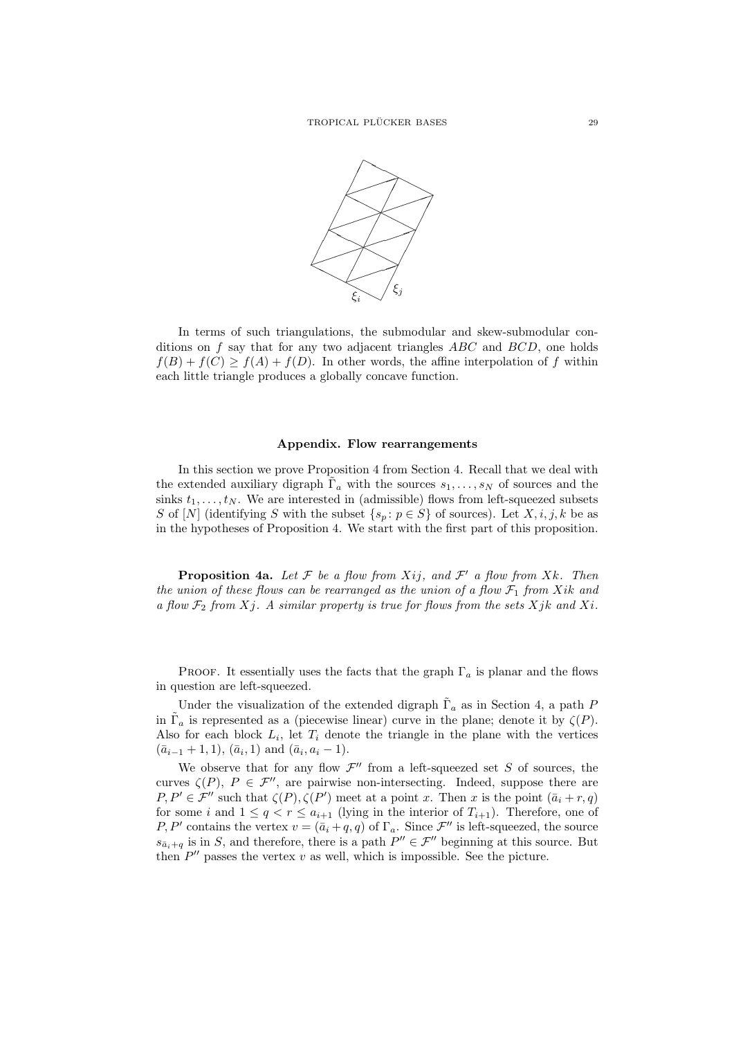In terms of such triangulations, the submodular and skew-submodular conditions on $f$ say that for any two adjacent triangles $ABC$ and $BCD$, one holds $f(B) + f(C) \geq f(A) + f(D)$. In other words, the affine interpolation of $f$ within each little triangle produces a globally concave function.

## Appendix. Flow rearrangements

In this section we prove Proposition 4 from Section 4. Recall that we deal with the extended auxiliary digraph $\tilde{\Gamma}_a$ with the sources $s_1, \ldots, s_N$ of sources and the sinks $t_1, \ldots, t_N$. We are interested in (admissible) flows from left-squeezed subsets $S$ of $[N]$ (identifying $S$ with the subset $\{s_p \colon p \in S\}$ of sources). Let $X, i, j, k$ be as in the hypotheses of Proposition 4. We start with the first part of this proposition.

**Proposition 4a.** *Let $\mathcal{F}$ be a flow from $Xij$, and $\mathcal{F}'$ a flow from $Xk$. Then the union of these flows can be rearranged as the union of a flow $\mathcal{F}_1$ from $Xik$ and a flow $\mathcal{F}_2$ from $Xj$. A similar property is true for flows from the sets $Xjk$ and $Xi$.*

Proof. It essentially uses the facts that the graph $\Gamma_a$ is planar and the flows in question are left-squeezed.

Under the visualization of the extended digraph $\tilde{\Gamma}_a$ as in Section 4, a path $P$ in $\tilde{\Gamma}_a$ is represented as a (piecewise linear) curve in the plane; denote it by $\zeta(P)$. Also for each block $L_i$, let $T_i$ denote the triangle in the plane with the vertices $(\bar{a}_{i-1} + 1, 1)$, $(\bar{a}_i, 1)$ and $(\bar{a}_i, a_i - 1)$.

We observe that for any flow $\mathcal{F}''$ from a left-squeezed set $S$ of sources, the curves $\zeta(P)$, $P \in \mathcal{F}''$, are pairwise non-intersecting. Indeed, suppose there are $P, P' \in \mathcal{F}''$ such that $\zeta(P), \zeta(P')$ meet at a point $x$. Then $x$ is the point $(\bar{a}_i + r, q)$ for some $i$ and $1 \leq q < r \leq a_{i+1}$ (lying in the interior of $T_{i+1}$). Therefore, one of $P, P'$ contains the vertex $v = (\bar{a}_i + q, q)$ of $\Gamma_a$. Since $\mathcal{F}''$ is left-squeezed, the source $s_{\bar{a}_i + q}$ is in $S$, and therefore, there is a path $P'' \in \mathcal{F}''$ beginning at this source. But then $P''$ passes the vertex $v$ as well, which is impossible. See the picture.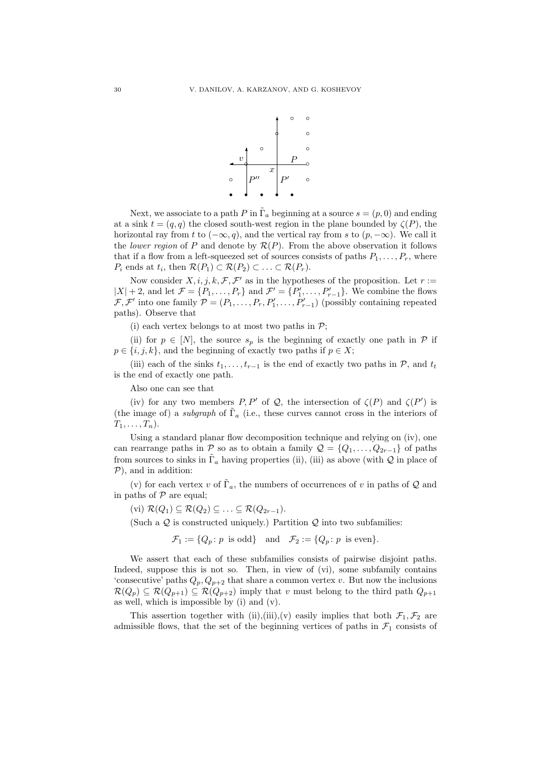Next, we associate to a path $P$ in $\tilde{\Gamma}_a$ beginning at a source $s = (p, 0)$ and ending at a sink $t = (q, q)$ the closed south-west region in the plane bounded by $\zeta(P)$, the horizontal ray from $t$ to $(-\infty, q)$, and the vertical ray from $s$ to $(p, -\infty)$. We call it the *lower region* of $P$ and denote by $\mathcal{R}(P)$. From the above observation it follows that if a flow from a left-squeezed set of sources consists of paths $P_1, \ldots, P_r$, where $P_i$ ends at $t_i$, then $\mathcal{R}(P_1) \subset \mathcal{R}(P_2) \subset \ldots \subset \mathcal{R}(P_r)$.

Now consider $X, i, j, k, \mathcal{F}, \mathcal{F}'$ as in the hypotheses of the proposition. Let $r := |X| + 2$, and let $\mathcal{F} = \{P_1, \ldots, P_r\}$ and $\mathcal{F}' = \{P'_1, \ldots, P'_{r-1}\}$. We combine the flows $\mathcal{F}, \mathcal{F}'$ into one family $\mathcal{P} = (P_1, \ldots, P_r, P'_1, \ldots, P'_{r-1})$ (possibly containing repeated paths). Observe that

(i) each vertex belongs to at most two paths in $\mathcal{P}$;

(ii) for $p \in [N]$, the source $s_p$ is the beginning of exactly one path in $\mathcal{P}$ if $p \in \{i, j, k\}$, and the beginning of exactly two paths if $p \in X$;

(iii) each of the sinks $t_1, \ldots, t_{r-1}$ is the end of exactly two paths in $\mathcal{P}$, and $t_t$ is the end of exactly one path.

Also one can see that

(iv) for any two members $P, P'$ of $\mathcal{Q}$, the intersection of $\zeta(P)$ and $\zeta(P')$ is (the image of) a *subgraph* of $\tilde{\Gamma}_a$ (i.e., these curves cannot cross in the interiors of $T_1, \ldots, T_n$).

Using a standard planar flow decomposition technique and relying on (iv), one can rearrange paths in $\mathcal{P}$ so as to obtain a family $\mathcal{Q} = \{Q_1, \ldots, Q_{2r-1}\}$ of paths from sources to sinks in $\tilde{\Gamma}_a$ having properties (ii), (iii) as above (with $\mathcal{Q}$ in place of $\mathcal{P}$), and in addition:

(v) for each vertex $v$ of $\tilde{\Gamma}_a$, the numbers of occurrences of $v$ in paths of $\mathcal{Q}$ and in paths of $\mathcal{P}$ are equal;

(vi) $\mathcal{R}(Q_1) \subseteq \mathcal{R}(Q_2) \subseteq \ldots \subseteq \mathcal{R}(Q_{2r-1})$.

(Such a $\mathcal{Q}$ is constructed uniquely.) Partition $\mathcal{Q}$ into two subfamilies:

$$\mathcal{F}_1 := \{Q_p \colon p \text{ is odd}\} \quad \text{and} \quad \mathcal{F}_2 := \{Q_p \colon p \text{ is even}\}.$$

We assert that each of these subfamilies consists of pairwise disjoint paths. Indeed, suppose this is not so. Then, in view of (vi), some subfamily contains 'consecutive' paths $Q_p, Q_{p+2}$ that share a common vertex $v$. But now the inclusions $\mathcal{R}(Q_p) \subseteq \mathcal{R}(Q_{p+1}) \subseteq \mathcal{R}(Q_{p+2})$ imply that $v$ must belong to the third path $Q_{p+1}$ as well, which is impossible by (i) and (v).

This assertion together with (ii),(iii),(v) easily implies that both $\mathcal{F}_1, \mathcal{F}_2$ are admissible flows, that the set of the beginning vertices of paths in $\mathcal{F}_1$ consists of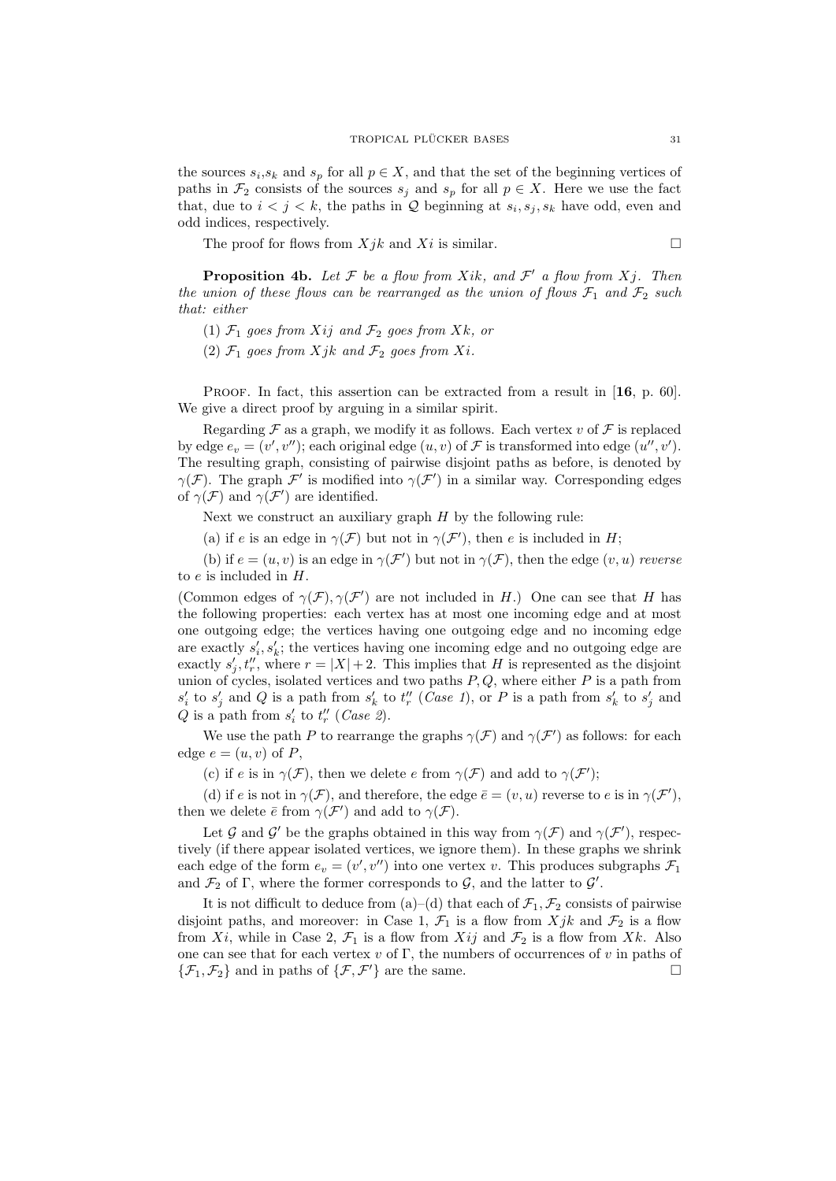the sources $s_i$,$s_k$ and $s_p$ for all $p \in X$, and that the set of the beginning vertices of paths in $\mathcal{F}_2$ consists of the sources $s_j$ and $s_p$ for all $p \in X$. Here we use the fact that, due to $i < j < k$, the paths in $\mathcal{Q}$ beginning at $s_i, s_j, s_k$ have odd, even and odd indices, respectively.

The proof for flows from $Xjk$ and $Xi$ is similar. □

**Proposition 4b.** *Let $\mathcal{F}$ be a flow from $Xik$, and $\mathcal{F}'$ a flow from $Xj$. Then the union of these flows can be rearranged as the union of flows $\mathcal{F}_1$ and $\mathcal{F}_2$ such that: either*

(1) *$\mathcal{F}_1$ goes from $Xij$ and $\mathcal{F}_2$ goes from $Xk$, or*

(2) *$\mathcal{F}_1$ goes from $Xjk$ and $\mathcal{F}_2$ goes from $Xi$.*

Proof. In fact, this assertion can be extracted from a result in [**16**, p. 60]. We give a direct proof by arguing in a similar spirit.

Regarding $\mathcal{F}$ as a graph, we modify it as follows. Each vertex $v$ of $\mathcal{F}$ is replaced by edge $e_v = (v', v'')$; each original edge $(u, v)$ of $\mathcal{F}$ is transformed into edge $(u'', v')$. The resulting graph, consisting of pairwise disjoint paths as before, is denoted by $\gamma(\mathcal{F})$. The graph $\mathcal{F}'$ is modified into $\gamma(\mathcal{F}')$ in a similar way. Corresponding edges of $\gamma(\mathcal{F})$ and $\gamma(\mathcal{F}')$ are identified.

Next we construct an auxiliary graph $H$ by the following rule:

(a) if $e$ is an edge in $\gamma(\mathcal{F})$ but not in $\gamma(\mathcal{F}')$, then $e$ is included in $H$;

(b) if $e = (u, v)$ is an edge in $\gamma(\mathcal{F}')$ but not in $\gamma(\mathcal{F})$, then the edge $(v, u)$ *reverse* to $e$ is included in $H$.

(Common edges of $\gamma(\mathcal{F}), \gamma(\mathcal{F}')$ are not included in $H$.) One can see that $H$ has the following properties: each vertex has at most one incoming edge and at most one outgoing edge; the vertices having one outgoing edge and no incoming edge are exactly $s'_i, s'_k$; the vertices having one incoming edge and no outgoing edge are exactly $s'_j, t''_r$, where $r = |X| + 2$. This implies that $H$ is represented as the disjoint union of cycles, isolated vertices and two paths $P, Q$, where either $P$ is a path from $s'_i$ to $s'_j$ and $Q$ is a path from $s'_k$ to $t''_r$ (*Case 1*), or $P$ is a path from $s'_k$ to $s'_j$ and $Q$ is a path from $s'_i$ to $t''_r$ (*Case 2*).

We use the path $P$ to rearrange the graphs $\gamma(\mathcal{F})$ and $\gamma(\mathcal{F}')$ as follows: for each edge $e = (u, v)$ of $P$,

(c) if $e$ is in $\gamma(\mathcal{F})$, then we delete $e$ from $\gamma(\mathcal{F})$ and add to $\gamma(\mathcal{F}')$;

(d) if $e$ is not in $\gamma(\mathcal{F})$, and therefore, the edge $\bar{e} = (v, u)$ reverse to $e$ is in $\gamma(\mathcal{F}')$, then we delete $\bar{e}$ from $\gamma(\mathcal{F}')$ and add to $\gamma(\mathcal{F})$.

Let $\mathcal{G}$ and $\mathcal{G}'$ be the graphs obtained in this way from $\gamma(\mathcal{F})$ and $\gamma(\mathcal{F}')$, respectively (if there appear isolated vertices, we ignore them). In these graphs we shrink each edge of the form $e_v = (v', v'')$ into one vertex $v$. This produces subgraphs $\mathcal{F}_1$ and $\mathcal{F}_2$ of $\Gamma$, where the former corresponds to $\mathcal{G}$, and the latter to $\mathcal{G}'$.

It is not difficult to deduce from (a)–(d) that each of $\mathcal{F}_1, \mathcal{F}_2$ consists of pairwise disjoint paths, and moreover: in Case 1, $\mathcal{F}_1$ is a flow from $Xjk$ and $\mathcal{F}_2$ is a flow from $Xi$, while in Case 2, $\mathcal{F}_1$ is a flow from $Xij$ and $\mathcal{F}_2$ is a flow from $Xk$. Also one can see that for each vertex $v$ of $\Gamma$, the numbers of occurrences of $v$ in paths of $\{\mathcal{F}_1, \mathcal{F}_2\}$ and in paths of $\{\mathcal{F}, \mathcal{F}'\}$ are the same. □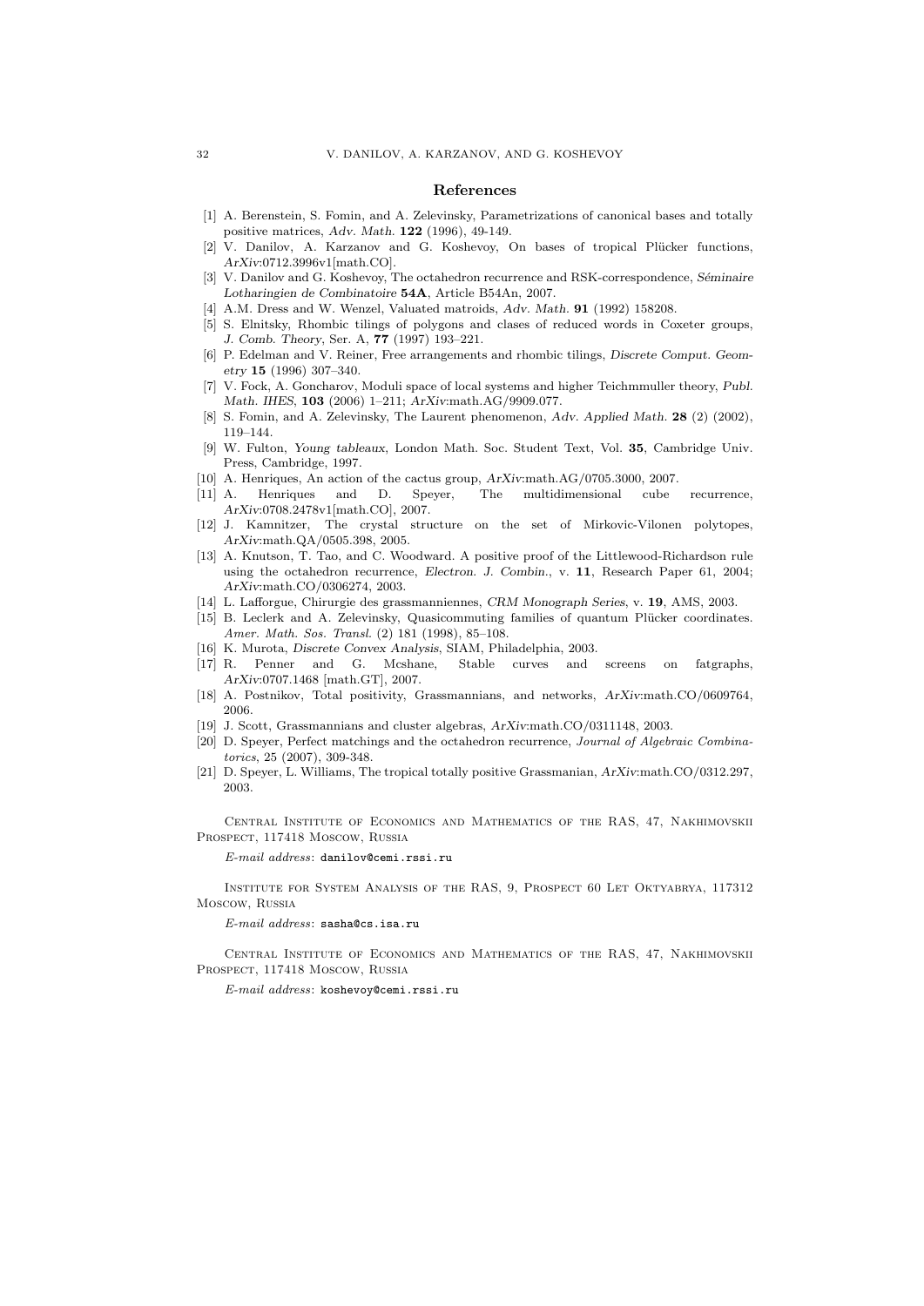## References

[1] A. Berenstein, S. Fomin, and A. Zelevinsky, Parametrizations of canonical bases and totally positive matrices, *Adv. Math.* **122** (1996), 49-149.

[2] V. Danilov, A. Karzanov and G. Koshevoy, On bases of tropical Plücker functions, *ArXiv*:0712.3996v1[math.CO].

[3] V. Danilov and G. Koshevoy, The octahedron recurrence and RSK-correspondence, *Séminaire Lotharingien de Combinatoire* **54A**, Article B54An, 2007.

[4] A.M. Dress and W. Wenzel, Valuated matroids, *Adv. Math.* **91** (1992) 158208.

[5] S. Elnitsky, Rhombic tilings of polygons and clases of reduced words in Coxeter groups, *J. Comb. Theory*, Ser. A, **77** (1997) 193–221.

[6] P. Edelman and V. Reiner, Free arrangements and rhombic tilings, *Discrete Comput. Geometry* **15** (1996) 307–340.

[7] V. Fock, A. Goncharov, Moduli space of local systems and higher Teichmmuller theory, *Publ. Math. IHES*, **103** (2006) 1–211; *ArXiv*:math.AG/9909.077.

[8] S. Fomin, and A. Zelevinsky, The Laurent phenomenon, *Adv. Applied Math.* **28** (2) (2002), 119–144.

[9] W. Fulton, *Young tableaux*, London Math. Soc. Student Text, Vol. **35**, Cambridge Univ. Press, Cambridge, 1997.

[10] A. Henriques, An action of the cactus group, *ArXiv*:math.AG/0705.3000, 2007.

[11] A. Henriques and D. Speyer, The multidimensional cube recurrence, *ArXiv*:0708.2478v1[math.CO], 2007.

[12] J. Kamnitzer, The crystal structure on the set of Mirkovic-Vilonen polytopes, *ArXiv*:math.QA/0505.398, 2005.

[13] A. Knutson, T. Tao, and C. Woodward. A positive proof of the Littlewood-Richardson rule using the octahedron recurrence, *Electron. J. Combin.*, v. **11**, Research Paper 61, 2004; *ArXiv*:math.CO/0306274, 2003.

[14] L. Lafforgue, Chirurgie des grassmanniennes, *CRM Monograph Series*, v. **19**, AMS, 2003.

[15] B. Leclerk and A. Zelevinsky, Quasicommuting families of quantum Plücker coordinates. *Amer. Math. Sos. Transl.* (2) 181 (1998), 85–108.

[16] K. Murota, *Discrete Convex Analysis*, SIAM, Philadelphia, 2003.

[17] R. Penner and G. Mcshane, Stable curves and screens on fatgraphs, *ArXiv*:0707.1468 [math.GT], 2007.

[18] A. Postnikov, Total positivity, Grassmannians, and networks, *ArXiv*:math.CO/0609764, 2006.

[19] J. Scott, Grassmannians and cluster algebras, *ArXiv*:math.CO/0311148, 2003.

[20] D. Speyer, Perfect matchings and the octahedron recurrence, *Journal of Algebraic Combinatorics*, 25 (2007), 309-348.

[21] D. Speyer, L. Williams, The tropical totally positive Grassmanian, *ArXiv*:math.CO/0312.297, 2003.

Central Institute of Economics and Mathematics of the RAS, 47, Nakhimovskii Prospect, 117418 Moscow, Russia

*E-mail address*: danilov@cemi.rssi.ru

Institute for System Analysis of the RAS, 9, Prospect 60 Let Oktyabrya, 117312 Moscow, Russia

*E-mail address*: sasha@cs.isa.ru

Central Institute of Economics and Mathematics of the RAS, 47, Nakhimovskii Prospect, 117418 Moscow, Russia

*E-mail address*: koshevoy@cemi.rssi.ru